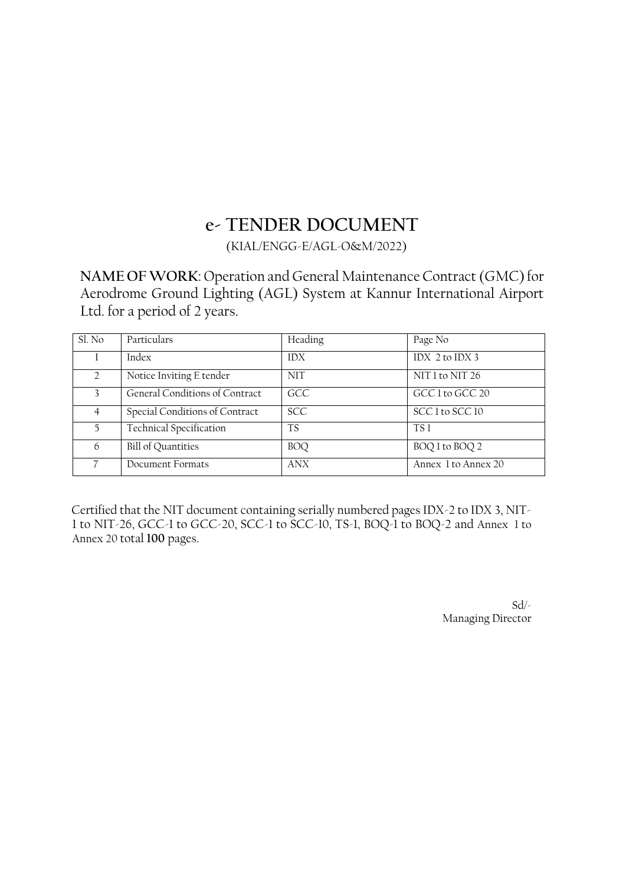# e- TENDER DOCUMENT

(KIAL/ENGG-E/AGL-O&M/2022)

**NAME OF WORK**: Operation and General Maintenance Contract (GMC) for Aerodrome Ground Lighting (AGL) System at Kannur International Airport Ltd. for a period of 2 years.

| Sl. No | Particulars | Heading | Page No |
|---|---|---|---|
| I | Index | IDX | IDX 2 to IDX 3 |
| 2 | Notice Inviting E tender | NIT | NIT 1 to NIT 26 |
| 3 | General Conditions of Contract | GCC | GCC 1 to GCC 20 |
| 4 | Special Conditions of Contract | SCC | SCC 1 to SCC 10 |
| 5 | Technical Specification | TS | TS 1 |
| 6 | Bill of Quantities | BOQ | BOQ 1 to BOQ 2 |
| 7 | Document Formats | ANX | Annex 1 to Annex 20 |

Certified that the NIT document containing serially numbered pages IDX-2 to IDX 3, NIT-1 to NIT-26, GCC-1 to GCC-20, SCC-1 to SCC-10, TS-1, BOQ-1 to BOQ-2 and Annex 1 to Annex 20 total **100** pages.

Sd/-
Managing Director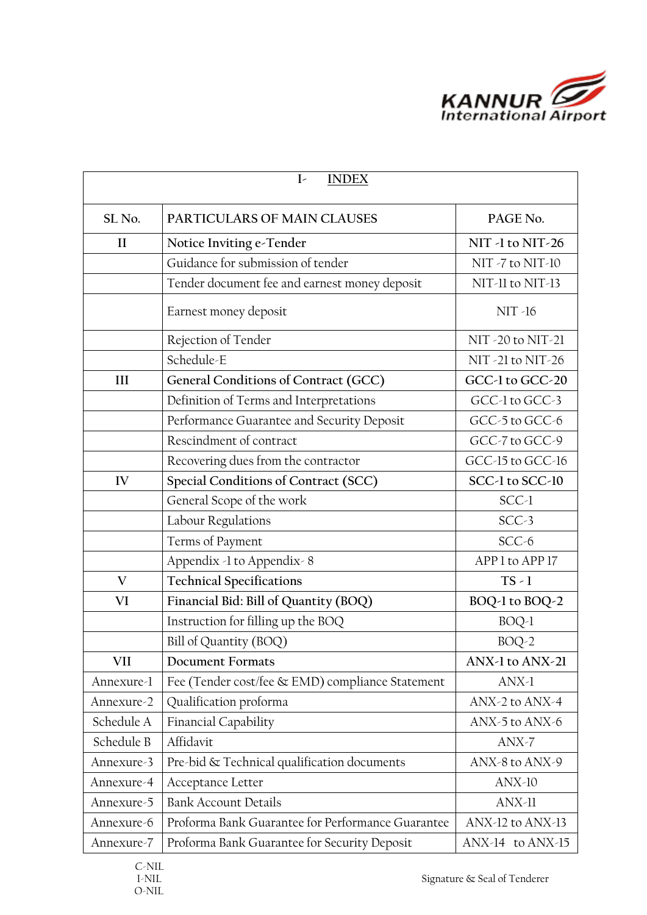KANNUR International Airport

| I- INDEX | | |
|---|---|---|
| **SL No.** | **PARTICULARS OF MAIN CLAUSES** | **PAGE No.** |
| **II** | **Notice Inviting e-Tender** | **NIT -1 to NIT-26** |
| | Guidance for submission of tender | NIT -7 to NIT-10 |
| | Tender document fee and earnest money deposit | NIT-11 to NIT-13 |
| | Earnest money deposit | NIT -16 |
| | Rejection of Tender | NIT -20 to NIT-21 |
| | Schedule-E | NIT -21 to NIT-26 |
| **III** | **General Conditions of Contract (GCC)** | **GCC-1 to GCC-20** |
| | Definition of Terms and Interpretations | GCC-1 to GCC-3 |
| | Performance Guarantee and Security Deposit | GCC-5 to GCC-6 |
| | Rescindment of contract | GCC-7 to GCC-9 |
| | Recovering dues from the contractor | GCC-15 to GCC-16 |
| **IV** | **Special Conditions of Contract (SCC)** | **SCC-1 to SCC-10** |
| | General Scope of the work | SCC-1 |
| | Labour Regulations | SCC-3 |
| | Terms of Payment | SCC-6 |
| | Appendix -1 to Appendix- 8 | APP 1 to APP 17 |
| **V** | **Technical Specifications** | **TS - 1** |
| **VI** | **Financial Bid: Bill of Quantity (BOQ)** | **BOQ-1 to BOQ-2** |
| | Instruction for filling up the BOQ | BOQ-1 |
| | Bill of Quantity (BOQ) | BOQ-2 |
| **VII** | **Document Formats** | **ANX-1 to ANX-21** |
| Annexure-1 | Fee (Tender cost/fee & EMD) compliance Statement | ANX-1 |
| Annexure-2 | Qualification proforma | ANX-2 to ANX-4 |
| Schedule A | Financial Capability | ANX-5 to ANX-6 |
| Schedule B | Affidavit | ANX-7 |
| Annexure-3 | Pre-bid & Technical qualification documents | ANX-8 to ANX-9 |
| Annexure-4 | Acceptance Letter | ANX-10 |
| Annexure-5 | Bank Account Details | ANX-11 |
| Annexure-6 | Proforma Bank Guarantee for Performance Guarantee | ANX-12 to ANX-13 |
| Annexure-7 | Proforma Bank Guarantee for Security Deposit | ANX-14 to ANX-15 |

C-NIL
I-NIL
O-NIL

Signature & Seal of Tenderer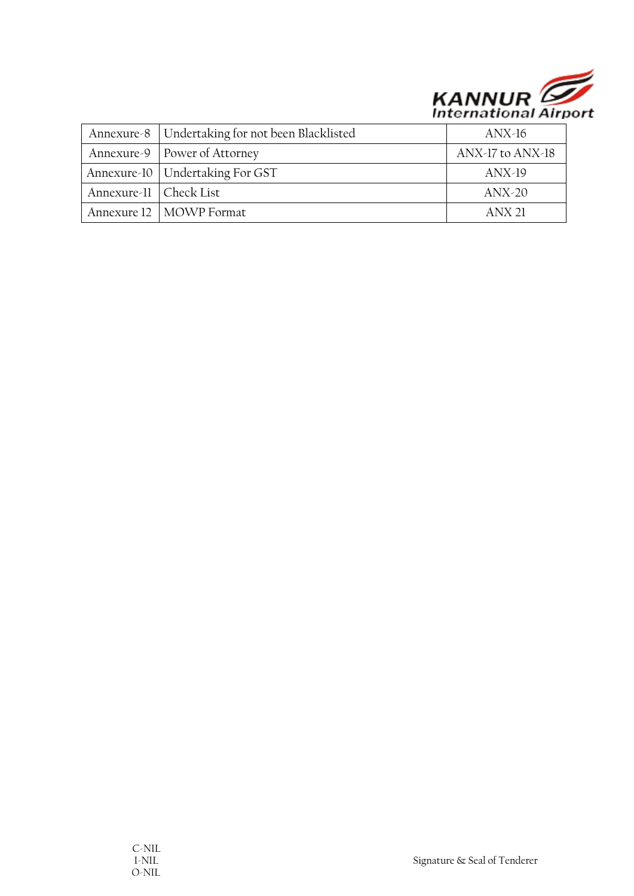| Annexure-8 | Undertaking for not been Blacklisted | ANX-16 |
| --- | --- | --- |
| Annexure-9 | Power of Attorney | ANX-17 to ANX-18 |
| Annexure-10 | Undertaking For GST | ANX-19 |
| Annexure-11 | Check List | ANX-20 |
| Annexure 12 | MOWP Format | ANX 21 |

C-NIL
I-NIL
O-NIL

Signature & Seal of Tenderer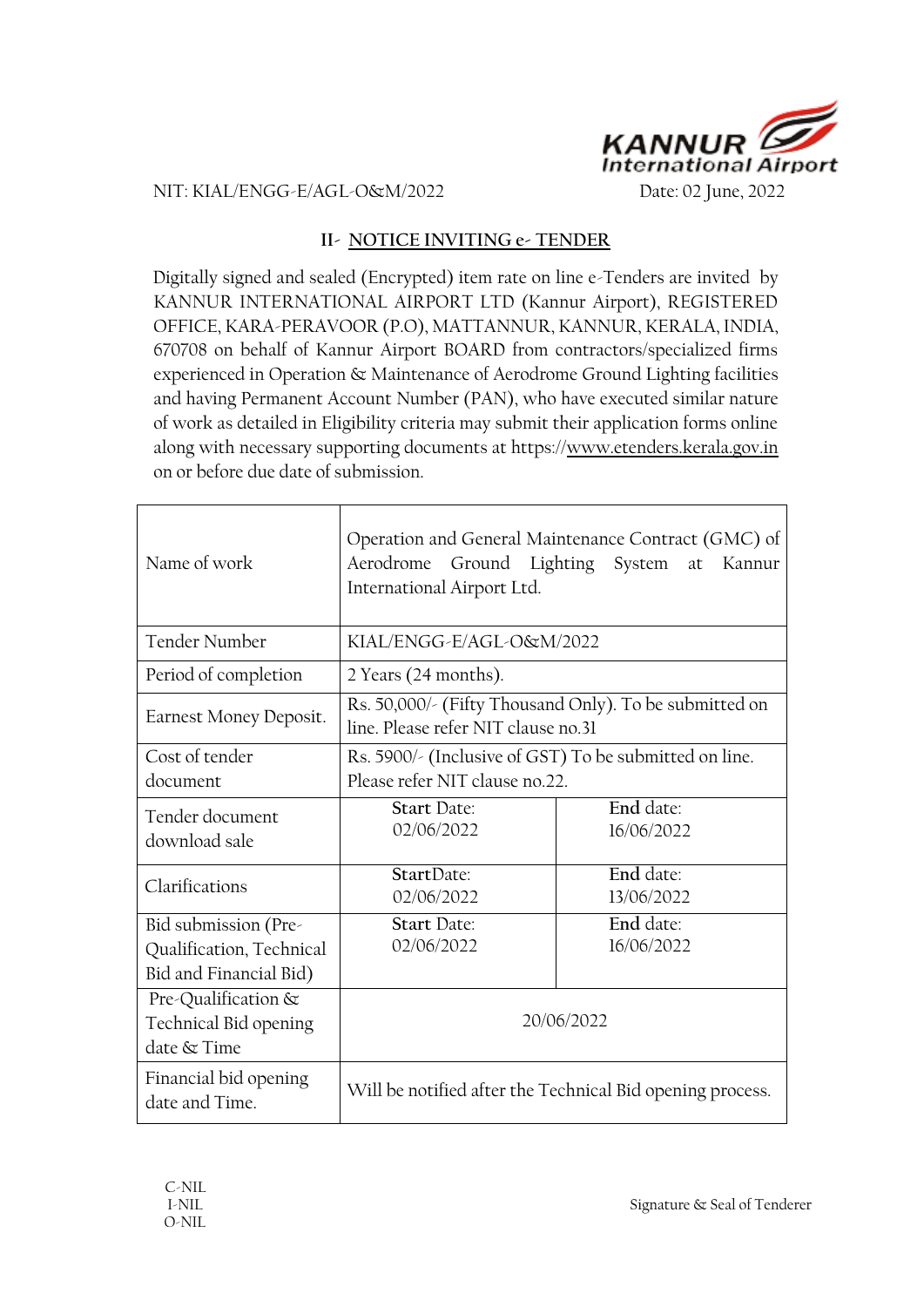NIT: KIAL/ENGG-E/AGL-O&M/2022 Date: 02 June, 2022

## II- NOTICE INVITING e- TENDER

Digitally signed and sealed (Encrypted) item rate on line e-Tenders are invited by KANNUR INTERNATIONAL AIRPORT LTD (Kannur Airport), REGISTERED OFFICE, KARA-PERAVOOR (P.O), MATTANNUR, KANNUR, KERALA, INDIA, 670708 on behalf of Kannur Airport BOARD from contractors/specialized firms experienced in Operation & Maintenance of Aerodrome Ground Lighting facilities and having Permanent Account Number (PAN), who have executed similar nature of work as detailed in Eligibility criteria may submit their application forms online along with necessary supporting documents at https://www.etenders.kerala.gov.in on or before due date of submission.

| | | |
|---|---|---|
| Name of work | Operation and General Maintenance Contract (GMC) of Aerodrome Ground Lighting System at Kannur International Airport Ltd. | |
| Tender Number | KIAL/ENGG-E/AGL-O&M/2022 | |
| Period of completion | 2 Years (24 months). | |
| Earnest Money Deposit. | Rs. 50,000/- (Fifty Thousand Only). To be submitted on line. Please refer NIT clause no.31 | |
| Cost of tender document | Rs. 5900/- (Inclusive of GST) To be submitted on line. Please refer NIT clause no.22. | |
| Tender document download sale | **Start** Date: 02/06/2022 | **End** date: 16/06/2022 |
| Clarifications | **Start**Date: 02/06/2022 | **End** date: 13/06/2022 |
| Bid submission (Pre-Qualification, Technical Bid and Financial Bid) | **Start** Date: 02/06/2022 | **End** date: 16/06/2022 |
| Pre-Qualification & Technical Bid opening date & Time | 20/06/2022 | |
| Financial bid opening date and Time. | Will be notified after the Technical Bid opening process. | |

C-NIL
I-NIL
O-NIL

Signature & Seal of Tenderer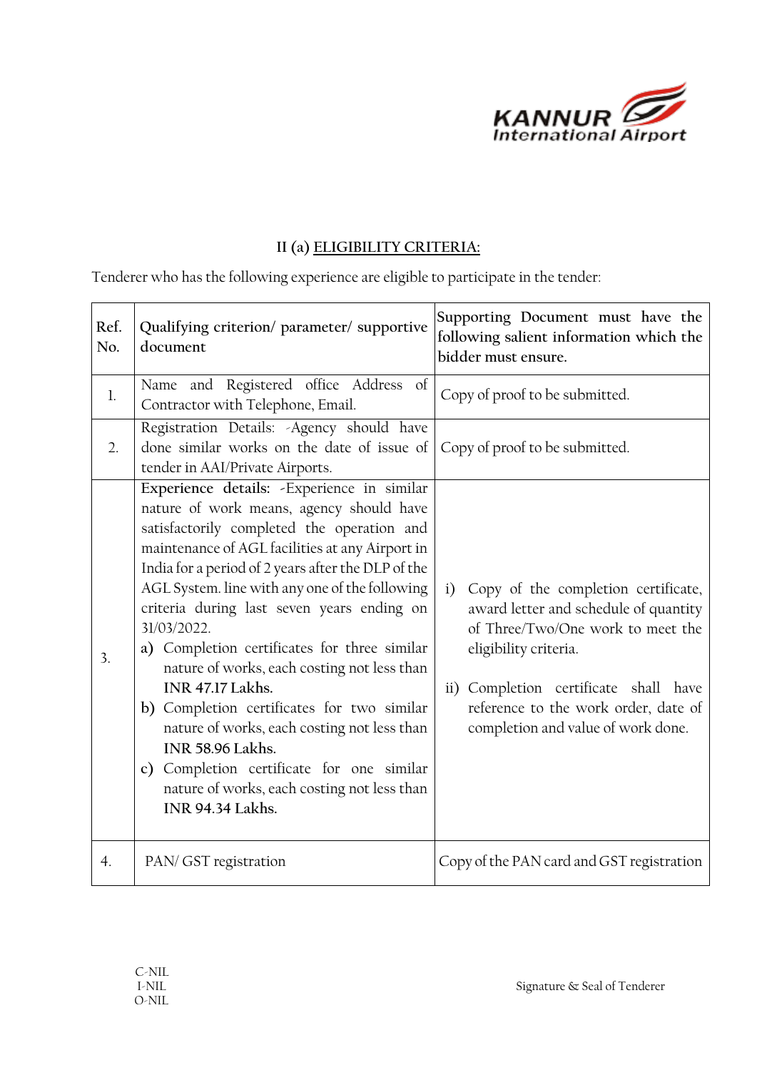## II (a) ELIGIBILITY CRITERIA:

Tenderer who has the following experience are eligible to participate in the tender:

| Ref. No. | Qualifying criterion/ parameter/ supportive document | Supporting Document must have the following salient information which the bidder must ensure. |
|---|---|---|
| 1. | Name and Registered office Address of Contractor with Telephone, Email. | Copy of proof to be submitted. |
| 2. | Registration Details: -Agency should have done similar works on the date of issue of tender in AAI/Private Airports. | Copy of proof to be submitted. |
| 3. | **Experience details:** -Experience in similar nature of work means, agency should have satisfactorily completed the operation and maintenance of AGL facilities at any Airport in India for a period of 2 years after the DLP of the AGL System. line with any one of the following criteria during last seven years ending on 31/03/2022.<br>a) Completion certificates for three similar nature of works, each costing not less than **INR 47.17 Lakhs.**<br>b) Completion certificates for two similar nature of works, each costing not less than **INR 58.96 Lakhs.**<br>c) Completion certificate for one similar nature of works, each costing not less than **INR 94.34 Lakhs.** | i) Copy of the completion certificate, award letter and schedule of quantity of Three/Two/One work to meet the eligibility criteria.<br>ii) Completion certificate shall have reference to the work order, date of completion and value of work done. |
| 4. | PAN/ GST registration | Copy of the PAN card and GST registration |

C-NIL
I-NIL
O-NIL

Signature & Seal of Tenderer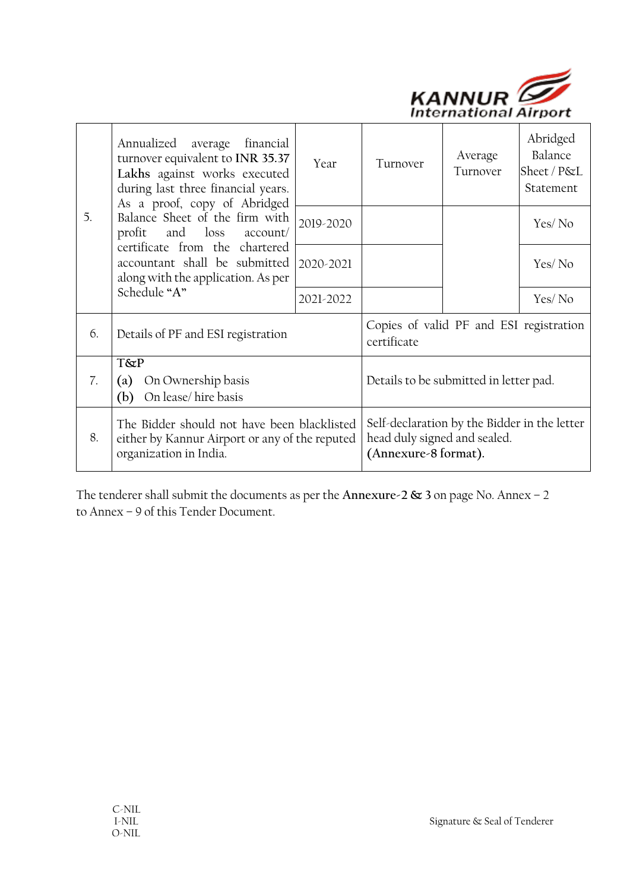| | | | | | |
|---|---|---|---|---|---|
| 5. | Annualized average financial turnover equivalent to **INR 35.37 Lakhs** against works executed during last three financial years. As a proof, copy of Abridged Balance Sheet of the firm with profit and loss account/ certificate from the chartered accountant shall be submitted along with the application. As per Schedule **"A"** | Year | Turnover | Average Turnover | Abridged Balance Sheet / P&L Statement |
| | | 2019-2020 | | | Yes/ No |
| | | 2020-2021 | | | Yes/ No |
| | | 2021-2022 | | | Yes/ No |
| 6. | Details of PF and ESI registration | | Copies of valid PF and ESI registration certificate | | |
| 7. | **T&P**<br>**(a)** On Ownership basis<br>**(b)** On lease/ hire basis | | Details to be submitted in letter pad. | | |
| 8. | The Bidder should not have been blacklisted either by Kannur Airport or any of the reputed organization in India. | | Self-declaration by the Bidder in the letter head duly signed and sealed. **(Annexure-8 format).** | | |

The tenderer shall submit the documents as per the **Annexure-2 & 3** on page No. Annex – 2 to Annex – 9 of this Tender Document.

C-NIL
I-NIL
O-NIL

Signature & Seal of Tenderer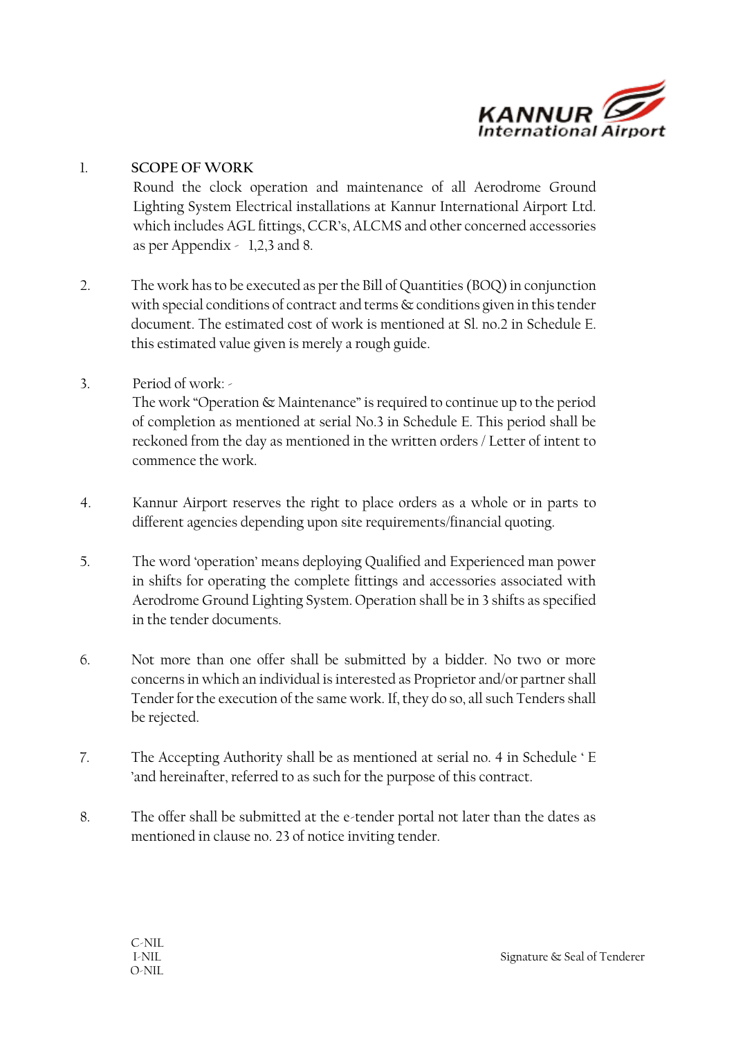1. **SCOPE OF WORK**
   Round the clock operation and maintenance of all Aerodrome Ground Lighting System Electrical installations at Kannur International Airport Ltd. which includes AGL fittings, CCR's, ALCMS and other concerned accessories as per Appendix - 1,2,3 and 8.

2. The work has to be executed as per the Bill of Quantities (BOQ) in conjunction with special conditions of contract and terms & conditions given in this tender document. The estimated cost of work is mentioned at Sl. no.2 in Schedule E. this estimated value given is merely a rough guide.

3. Period of work: -
   The work "Operation & Maintenance" is required to continue up to the period of completion as mentioned at serial No.3 in Schedule E. This period shall be reckoned from the day as mentioned in the written orders / Letter of intent to commence the work.

4. Kannur Airport reserves the right to place orders as a whole or in parts to different agencies depending upon site requirements/financial quoting.

5. The word 'operation' means deploying Qualified and Experienced man power in shifts for operating the complete fittings and accessories associated with Aerodrome Ground Lighting System. Operation shall be in 3 shifts as specified in the tender documents.

6. Not more than one offer shall be submitted by a bidder. No two or more concerns in which an individual is interested as Proprietor and/or partner shall Tender for the execution of the same work. If, they do so, all such Tenders shall be rejected.

7. The Accepting Authority shall be as mentioned at serial no. 4 in Schedule ' E 'and hereinafter, referred to as such for the purpose of this contract.

8. The offer shall be submitted at the e-tender portal not later than the dates as mentioned in clause no. 23 of notice inviting tender.

C-NIL
I-NIL
O-NIL

Signature & Seal of Tenderer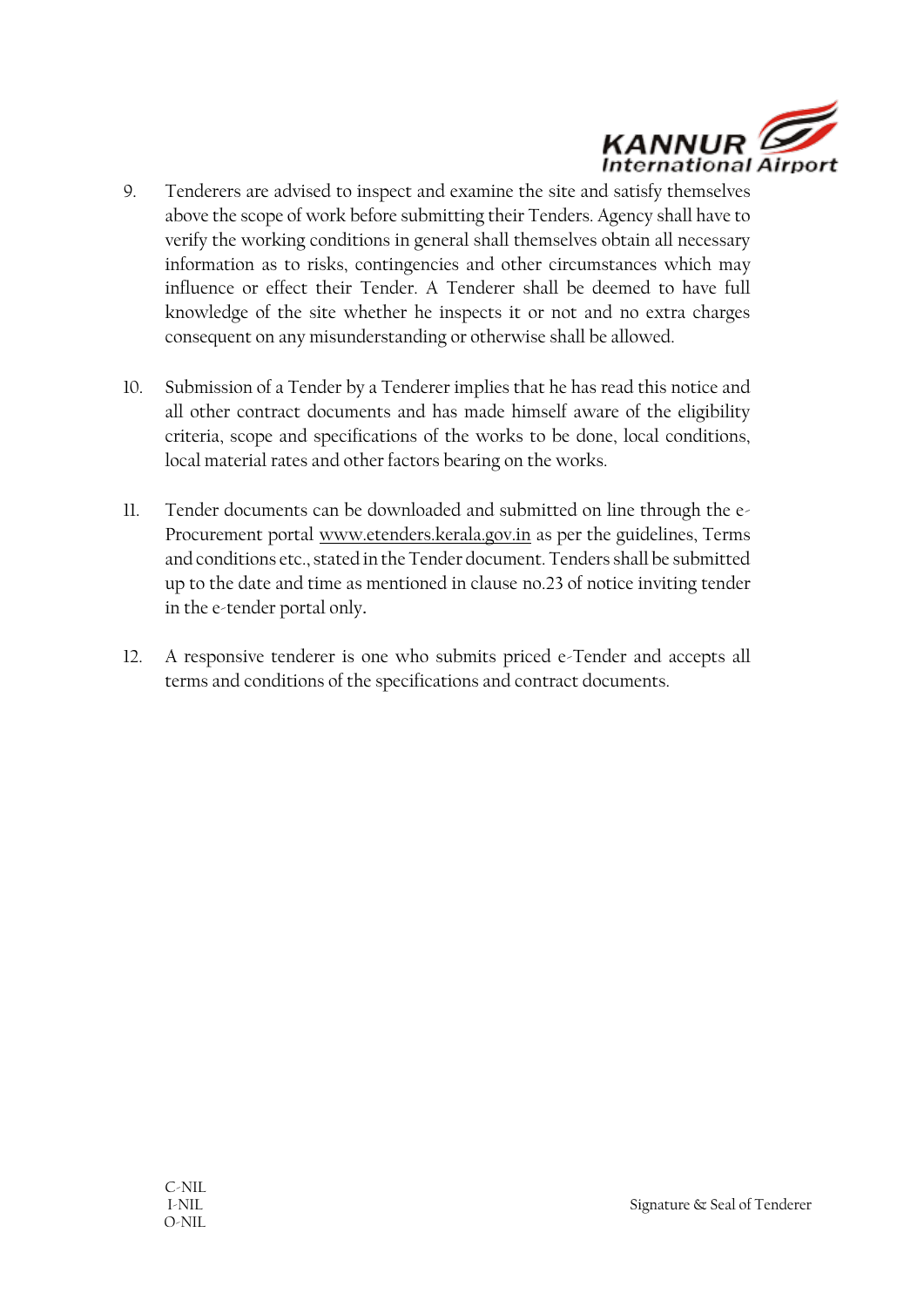9. Tenderers are advised to inspect and examine the site and satisfy themselves above the scope of work before submitting their Tenders. Agency shall have to verify the working conditions in general shall themselves obtain all necessary information as to risks, contingencies and other circumstances which may influence or effect their Tender. A Tenderer shall be deemed to have full knowledge of the site whether he inspects it or not and no extra charges consequent on any misunderstanding or otherwise shall be allowed.

10. Submission of a Tender by a Tenderer implies that he has read this notice and all other contract documents and has made himself aware of the eligibility criteria, scope and specifications of the works to be done, local conditions, local material rates and other factors bearing on the works.

11. Tender documents can be downloaded and submitted on line through the e-Procurement portal www.etenders.kerala.gov.in as per the guidelines, Terms and conditions etc., stated in the Tender document. Tenders shall be submitted up to the date and time as mentioned in clause no.23 of notice inviting tender in the e-tender portal only.

12. A responsive tenderer is one who submits priced e-Tender and accepts all terms and conditions of the specifications and contract documents.

C-NIL
I-NIL
O-NIL

Signature & Seal of Tenderer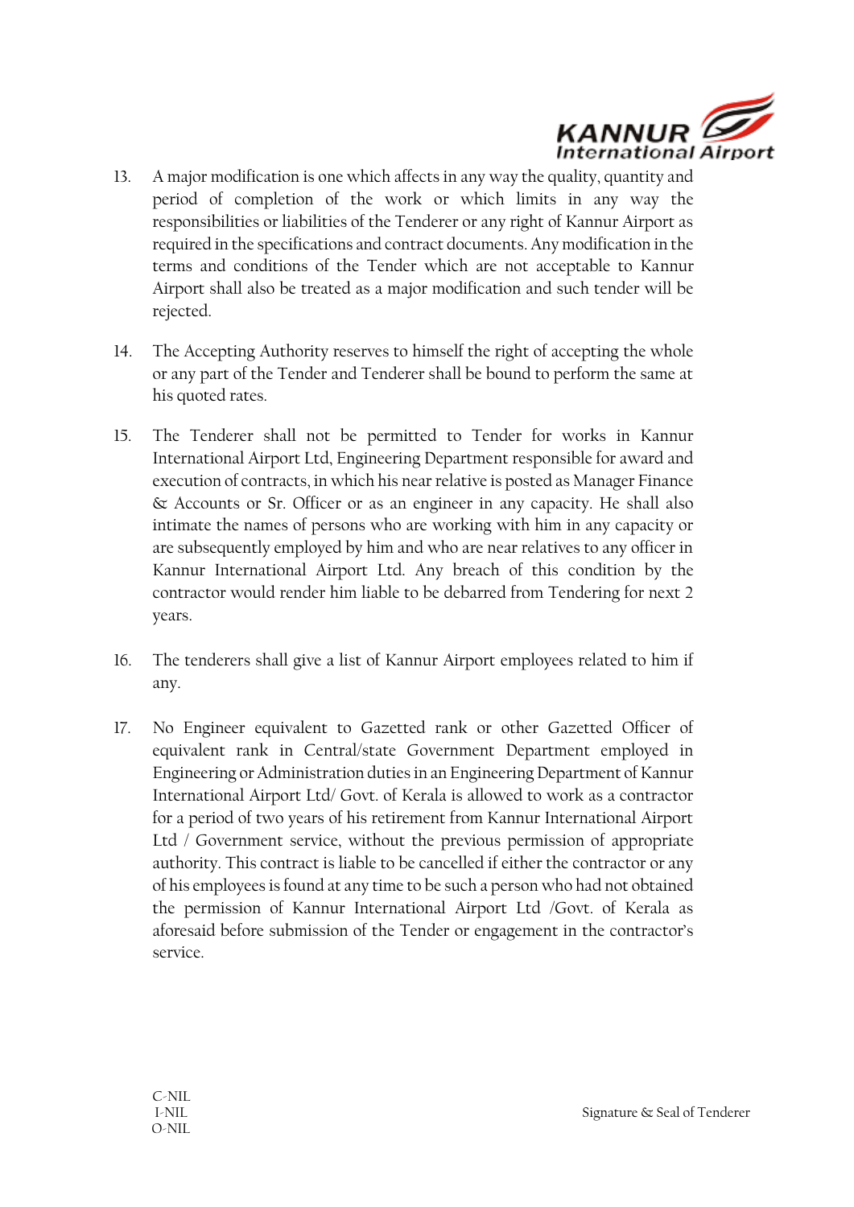13. A major modification is one which affects in any way the quality, quantity and period of completion of the work or which limits in any way the responsibilities or liabilities of the Tenderer or any right of Kannur Airport as required in the specifications and contract documents. Any modification in the terms and conditions of the Tender which are not acceptable to Kannur Airport shall also be treated as a major modification and such tender will be rejected.

14. The Accepting Authority reserves to himself the right of accepting the whole or any part of the Tender and Tenderer shall be bound to perform the same at his quoted rates.

15. The Tenderer shall not be permitted to Tender for works in Kannur International Airport Ltd, Engineering Department responsible for award and execution of contracts, in which his near relative is posted as Manager Finance & Accounts or Sr. Officer or as an engineer in any capacity. He shall also intimate the names of persons who are working with him in any capacity or are subsequently employed by him and who are near relatives to any officer in Kannur International Airport Ltd. Any breach of this condition by the contractor would render him liable to be debarred from Tendering for next 2 years.

16. The tenderers shall give a list of Kannur Airport employees related to him if any.

17. No Engineer equivalent to Gazetted rank or other Gazetted Officer of equivalent rank in Central/state Government Department employed in Engineering or Administration duties in an Engineering Department of Kannur International Airport Ltd/ Govt. of Kerala is allowed to work as a contractor for a period of two years of his retirement from Kannur International Airport Ltd / Government service, without the previous permission of appropriate authority. This contract is liable to be cancelled if either the contractor or any of his employees is found at any time to be such a person who had not obtained the permission of Kannur International Airport Ltd /Govt. of Kerala as aforesaid before submission of the Tender or engagement in the contractor's service.

C-NIL
I-NIL
O-NIL

Signature & Seal of Tenderer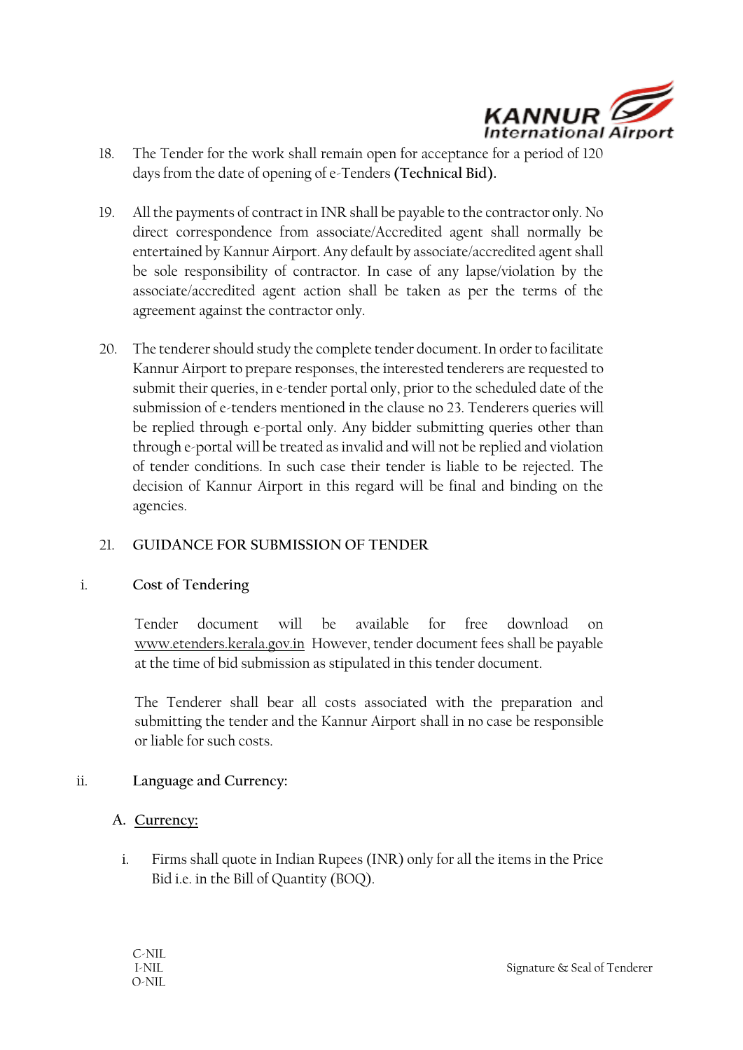18. The Tender for the work shall remain open for acceptance for a period of 120 days from the date of opening of e-Tenders **(Technical Bid).**

19. All the payments of contract in INR shall be payable to the contractor only. No direct correspondence from associate/Accredited agent shall normally be entertained by Kannur Airport. Any default by associate/accredited agent shall be sole responsibility of contractor. In case of any lapse/violation by the associate/accredited agent action shall be taken as per the terms of the agreement against the contractor only.

20. The tenderer should study the complete tender document. In order to facilitate Kannur Airport to prepare responses, the interested tenderers are requested to submit their queries, in e-tender portal only, prior to the scheduled date of the submission of e-tenders mentioned in the clause no 23. Tenderers queries will be replied through e-portal only. Any bidder submitting queries other than through e-portal will be treated as invalid and will not be replied and violation of tender conditions. In such case their tender is liable to be rejected. The decision of Kannur Airport in this regard will be final and binding on the agencies.

21. **GUIDANCE FOR SUBMISSION OF TENDER**

i. **Cost of Tendering**

Tender document will be available for free download on www.etenders.kerala.gov.in However, tender document fees shall be payable at the time of bid submission as stipulated in this tender document.

The Tenderer shall bear all costs associated with the preparation and submitting the tender and the Kannur Airport shall in no case be responsible or liable for such costs.

ii. **Language and Currency:**

A. **Currency:**

i. Firms shall quote in Indian Rupees (INR) only for all the items in the Price Bid i.e. in the Bill of Quantity (BOQ).

C-NIL
I-NIL
O-NIL

Signature & Seal of Tenderer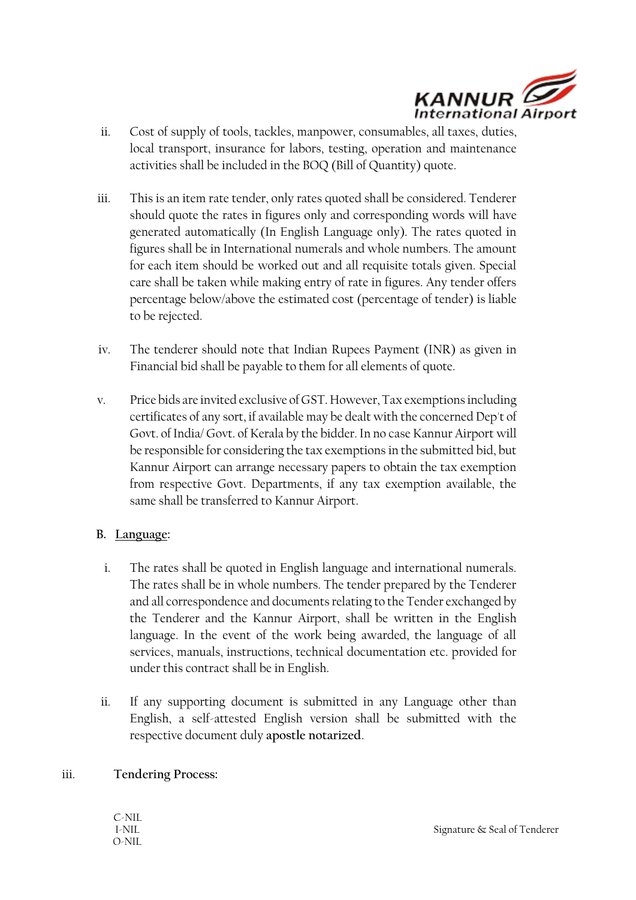ii. Cost of supply of tools, tackles, manpower, consumables, all taxes, duties, local transport, insurance for labors, testing, operation and maintenance activities shall be included in the BOQ (Bill of Quantity) quote.

iii. This is an item rate tender, only rates quoted shall be considered. Tenderer should quote the rates in figures only and corresponding words will have generated automatically (In English Language only). The rates quoted in figures shall be in International numerals and whole numbers. The amount for each item should be worked out and all requisite totals given. Special care shall be taken while making entry of rate in figures. Any tender offers percentage below/above the estimated cost (percentage of tender) is liable to be rejected.

iv. The tenderer should note that Indian Rupees Payment (INR) as given in Financial bid shall be payable to them for all elements of quote.

v. Price bids are invited exclusive of GST. However, Tax exemptions including certificates of any sort, if available may be dealt with the concerned Dep't of Govt. of India/ Govt. of Kerala by the bidder. In no case Kannur Airport will be responsible for considering the tax exemptions in the submitted bid, but Kannur Airport can arrange necessary papers to obtain the tax exemption from respective Govt. Departments, if any tax exemption available, the same shall be transferred to Kannur Airport.

**B. Language:**

i. The rates shall be quoted in English language and international numerals. The rates shall be in whole numbers. The tender prepared by the Tenderer and all correspondence and documents relating to the Tender exchanged by the Tenderer and the Kannur Airport, shall be written in the English language. In the event of the work being awarded, the language of all services, manuals, instructions, technical documentation etc. provided for under this contract shall be in English.

ii. If any supporting document is submitted in any Language other than English, a self-attested English version shall be submitted with the respective document duly **apostle notarized**.

iii. **Tendering Process:**

C-NIL
I-NIL
O-NIL

Signature & Seal of Tenderer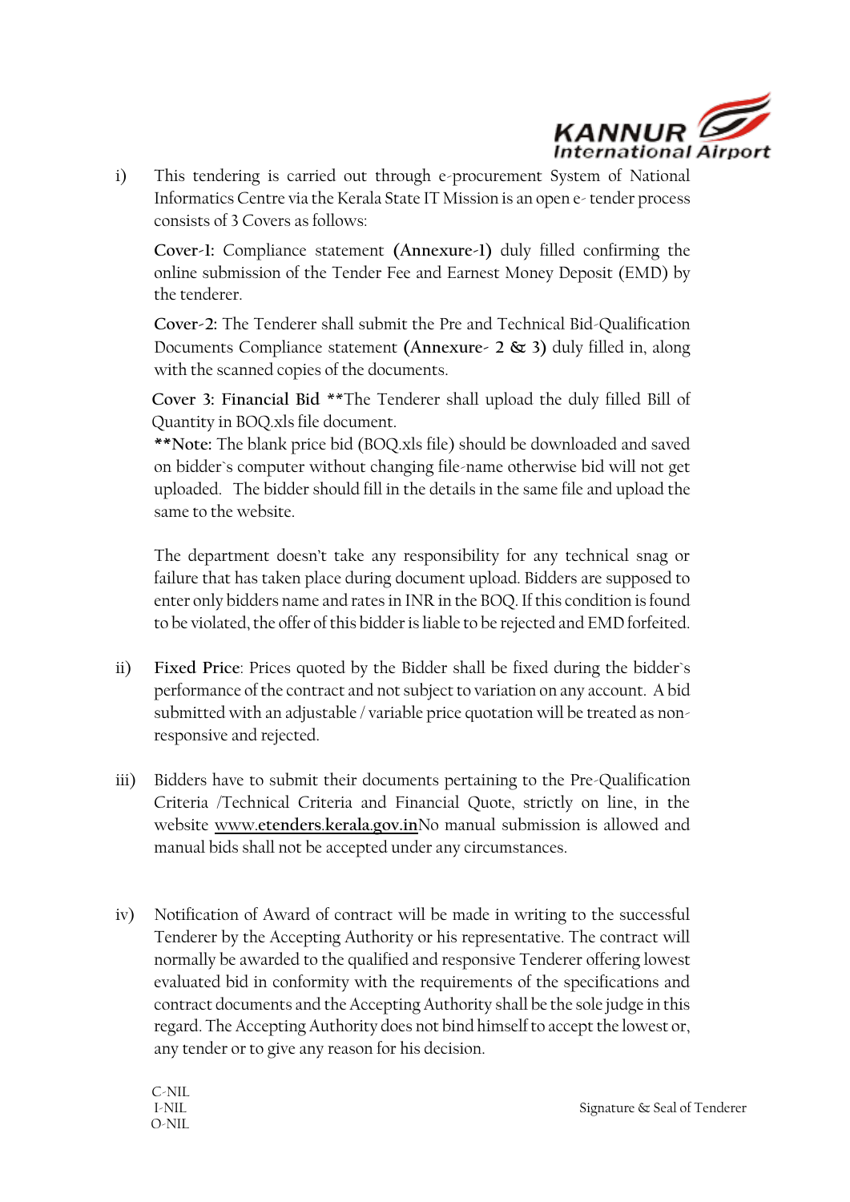i) This tendering is carried out through e-procurement System of National Informatics Centre via the Kerala State IT Mission is an open e- tender process consists of 3 Covers as follows:

   **Cover-1:** Compliance statement **(Annexure-1)** duly filled confirming the online submission of the Tender Fee and Earnest Money Deposit (EMD) by the tenderer.

   **Cover-2:** The Tenderer shall submit the Pre and Technical Bid-Qualification Documents Compliance statement **(Annexure- 2 & 3)** duly filled in, along with the scanned copies of the documents.

   **Cover 3: Financial Bid** **The Tenderer shall upload the duly filled Bill of Quantity in BOQ.xls file document.
   ****Note:** The blank price bid (BOQ.xls file) should be downloaded and saved on bidder`s computer without changing file-name otherwise bid will not get uploaded. The bidder should fill in the details in the same file and upload the same to the website.

   The department doesn't take any responsibility for any technical snag or failure that has taken place during document upload. Bidders are supposed to enter only bidders name and rates in INR in the BOQ. If this condition is found to be violated, the offer of this bidder is liable to be rejected and EMD forfeited.

ii) **Fixed Price**: Prices quoted by the Bidder shall be fixed during the bidder`s performance of the contract and not subject to variation on any account. A bid submitted with an adjustable / variable price quotation will be treated as non-responsive and rejected.

iii) Bidders have to submit their documents pertaining to the Pre-Qualification Criteria /Technical Criteria and Financial Quote, strictly on line, in the website **www.etenders.kerala.gov.in**No manual submission is allowed and manual bids shall not be accepted under any circumstances.

iv) Notification of Award of contract will be made in writing to the successful Tenderer by the Accepting Authority or his representative. The contract will normally be awarded to the qualified and responsive Tenderer offering lowest evaluated bid in conformity with the requirements of the specifications and contract documents and the Accepting Authority shall be the sole judge in this regard. The Accepting Authority does not bind himself to accept the lowest or, any tender or to give any reason for his decision.

C-NIL
I-NIL
O-NIL

Signature & Seal of Tenderer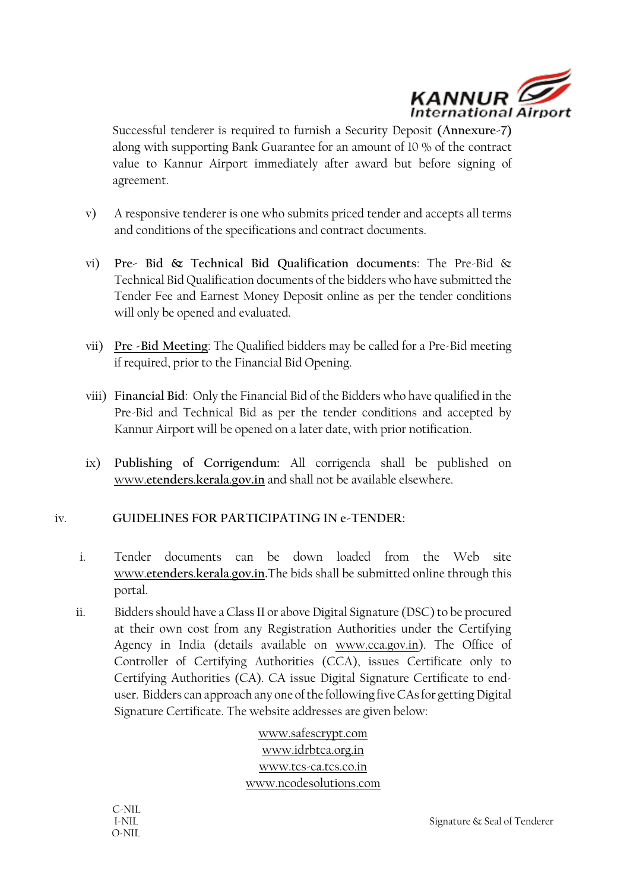Successful tenderer is required to furnish a Security Deposit **(Annexure-7)** along with supporting Bank Guarantee for an amount of 10 % of the contract value to Kannur Airport immediately after award but before signing of agreement.

v) A responsive tenderer is one who submits priced tender and accepts all terms and conditions of the specifications and contract documents.

vi) **Pre- Bid & Technical Bid Qualification documents**: The Pre-Bid & Technical Bid Qualification documents of the bidders who have submitted the Tender Fee and Earnest Money Deposit online as per the tender conditions will only be opened and evaluated.

vii) **Pre -Bid Meeting**: The Qualified bidders may be called for a Pre-Bid meeting if required, prior to the Financial Bid Opening.

viii) **Financial Bid**: Only the Financial Bid of the Bidders who have qualified in the Pre-Bid and Technical Bid as per the tender conditions and accepted by Kannur Airport will be opened on a later date, with prior notification.

ix) **Publishing of Corrigendum:** All corrigenda shall be published on **www.etenders.kerala.gov.in** and shall not be available elsewhere.

## iv. GUIDELINES FOR PARTICIPATING IN e-TENDER:

i. Tender documents can be down loaded from the Web site **www.etenders.kerala.gov.in**.The bids shall be submitted online through this portal.

ii. Bidders should have a Class II or above Digital Signature (DSC) to be procured at their own cost from any Registration Authorities under the Certifying Agency in India (details available on www.cca.gov.in). The Office of Controller of Certifying Authorities (CCA), issues Certificate only to Certifying Authorities (CA). CA issue Digital Signature Certificate to end-user. Bidders can approach any one of the following five CAs for getting Digital Signature Certificate. The website addresses are given below:

www.safescrypt.com
www.idrbtca.org.in
www.tcs-ca.tcs.co.in
www.ncodesolutions.com

C-NIL
I-NIL
O-NIL

Signature & Seal of Tenderer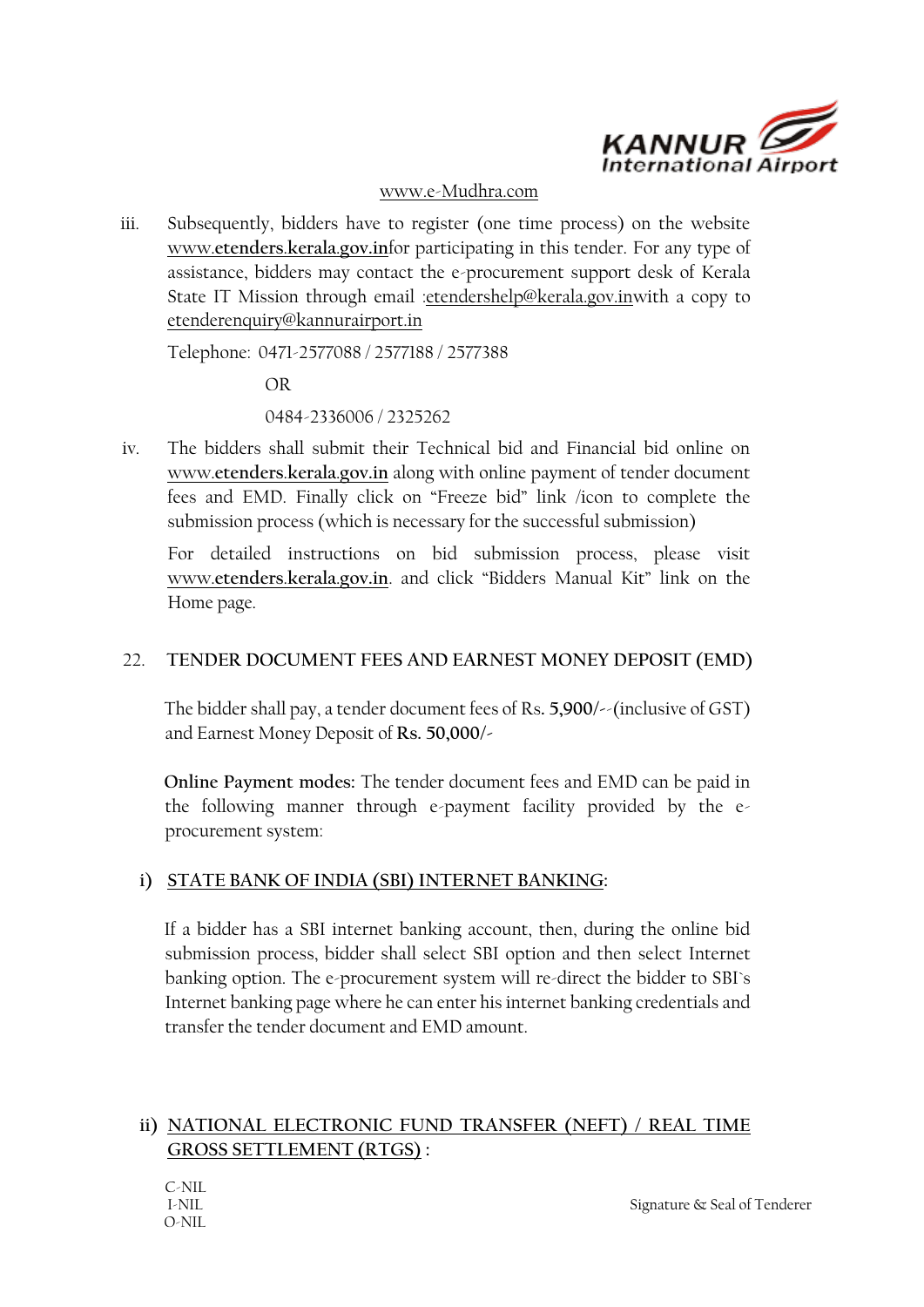www.e-Mudhra.com

iii. Subsequently, bidders have to register (one time process) on the website www.etenders.kerala.gov.infor participating in this tender. For any type of assistance, bidders may contact the e-procurement support desk of Kerala State IT Mission through email :etendershelp@kerala.gov.inwith a copy to etenderenquiry@kannurairport.in

   Telephone: 0471-2577088 / 2577188 / 2577388

   OR

   0484-2336006 / 2325262

iv. The bidders shall submit their Technical bid and Financial bid online on www.etenders.kerala.gov.in along with online payment of tender document fees and EMD. Finally click on "Freeze bid" link /icon to complete the submission process (which is necessary for the successful submission)

   For detailed instructions on bid submission process, please visit www.etenders.kerala.gov.in. and click "Bidders Manual Kit" link on the Home page.

## 22. TENDER DOCUMENT FEES AND EARNEST MONEY DEPOSIT (EMD)

The bidder shall pay, a tender document fees of Rs. **5,900/--**(inclusive of GST) and Earnest Money Deposit of **Rs. 50,000/-**

**Online Payment modes:** The tender document fees and EMD can be paid in the following manner through e-payment facility provided by the e-procurement system:

### i) STATE BANK OF INDIA (SBI) INTERNET BANKING:

If a bidder has a SBI internet banking account, then, during the online bid submission process, bidder shall select SBI option and then select Internet banking option. The e-procurement system will re-direct the bidder to SBI`s Internet banking page where he can enter his internet banking credentials and transfer the tender document and EMD amount.

### ii) NATIONAL ELECTRONIC FUND TRANSFER (NEFT) / REAL TIME GROSS SETTLEMENT (RTGS) :

C-NIL
I-NIL
O-NIL

Signature & Seal of Tenderer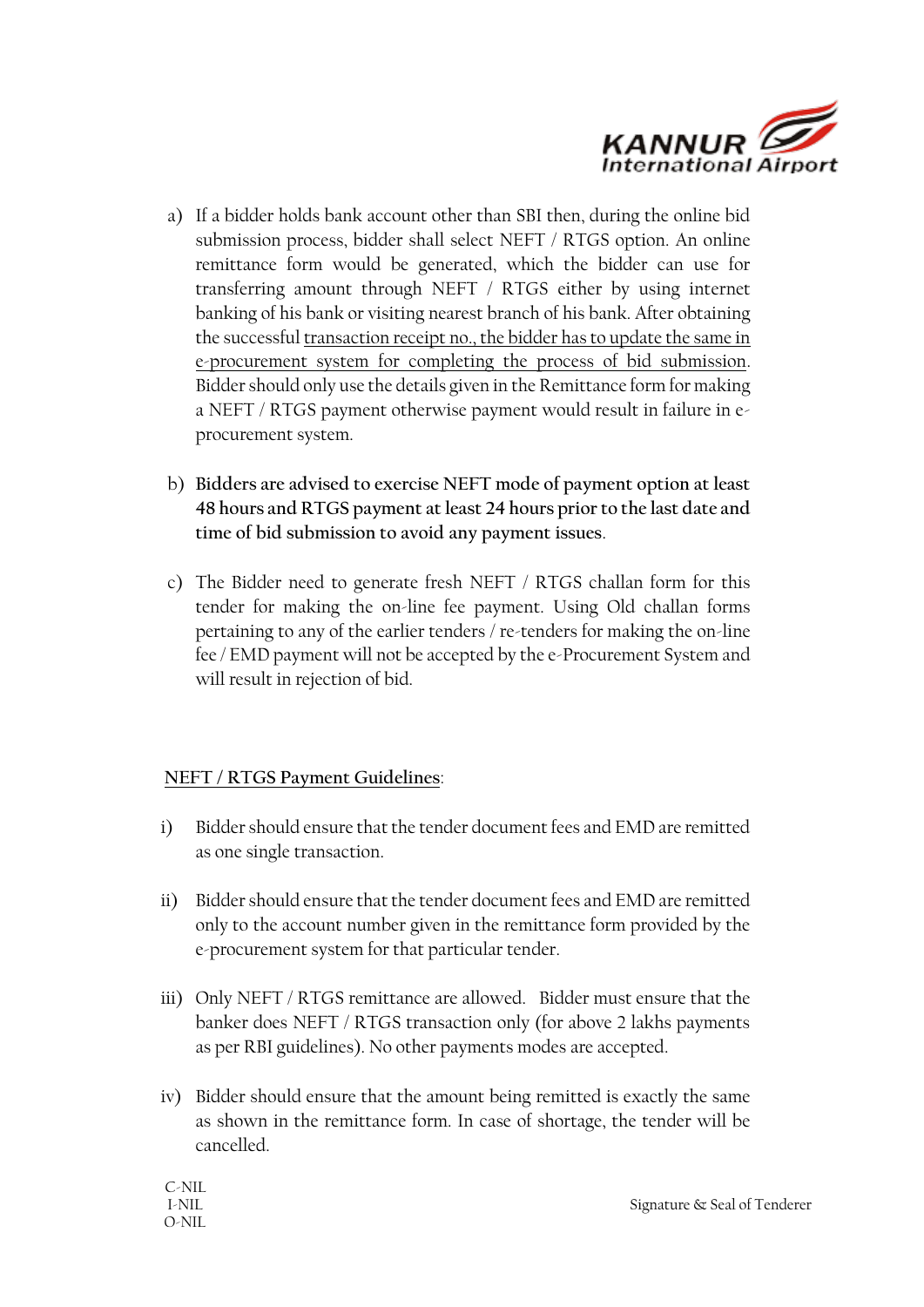a) If a bidder holds bank account other than SBI then, during the online bid submission process, bidder shall select NEFT / RTGS option. An online remittance form would be generated, which the bidder can use for transferring amount through NEFT / RTGS either by using internet banking of his bank or visiting nearest branch of his bank. After obtaining the successful transaction receipt no., the bidder has to update the same in e-procurement system for completing the process of bid submission. Bidder should only use the details given in the Remittance form for making a NEFT / RTGS payment otherwise payment would result in failure in e-procurement system.

b) **Bidders are advised to exercise NEFT mode of payment option at least 48 hours and RTGS payment at least 24 hours prior to the last date and time of bid submission to avoid any payment issues**.

c) The Bidder need to generate fresh NEFT / RTGS challan form for this tender for making the on-line fee payment. Using Old challan forms pertaining to any of the earlier tenders / re-tenders for making the on-line fee / EMD payment will not be accepted by the e-Procurement System and will result in rejection of bid.

**NEFT / RTGS Payment Guidelines**:

i) Bidder should ensure that the tender document fees and EMD are remitted as one single transaction.

ii) Bidder should ensure that the tender document fees and EMD are remitted only to the account number given in the remittance form provided by the e-procurement system for that particular tender.

iii) Only NEFT / RTGS remittance are allowed. Bidder must ensure that the banker does NEFT / RTGS transaction only (for above 2 lakhs payments as per RBI guidelines). No other payments modes are accepted.

iv) Bidder should ensure that the amount being remitted is exactly the same as shown in the remittance form. In case of shortage, the tender will be cancelled.

C-NIL
I-NIL
O-NIL

Signature & Seal of Tenderer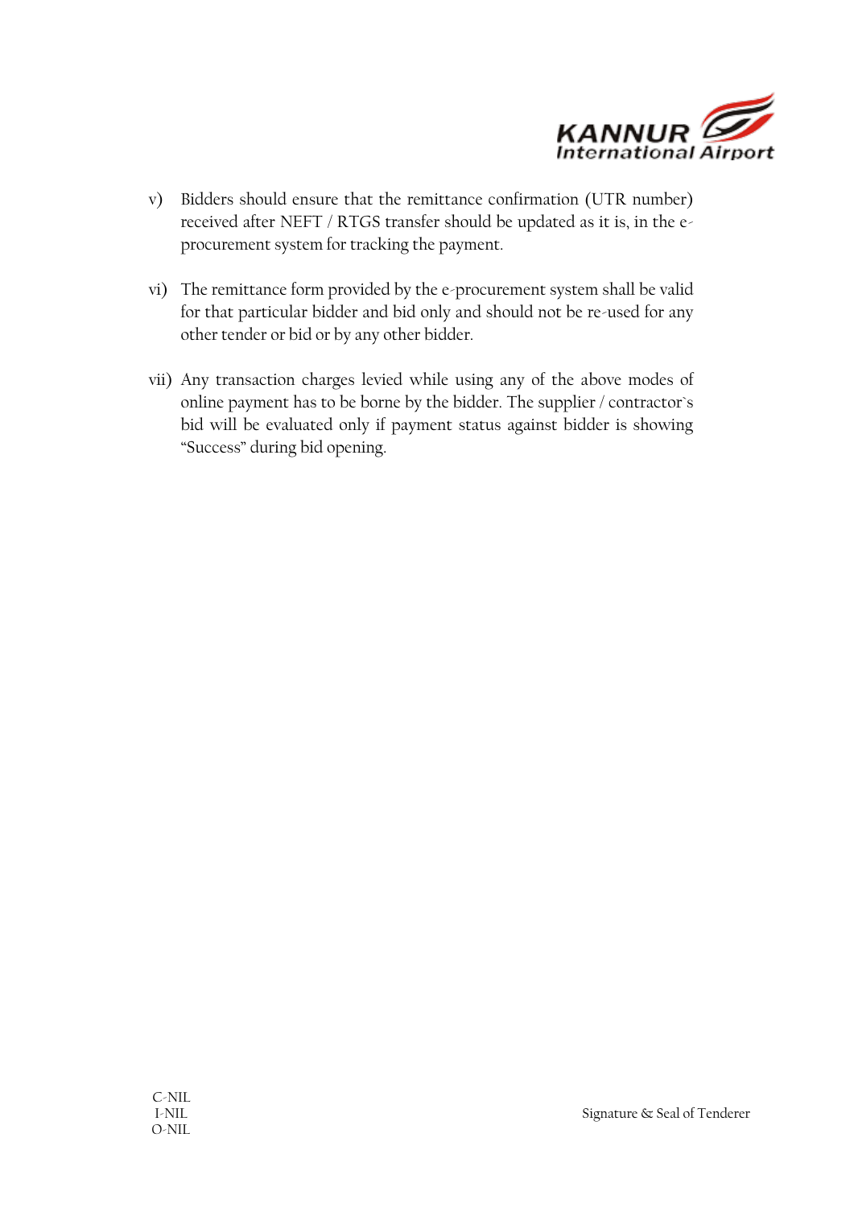v) Bidders should ensure that the remittance confirmation (UTR number) received after NEFT / RTGS transfer should be updated as it is, in the e-procurement system for tracking the payment.

vi) The remittance form provided by the e-procurement system shall be valid for that particular bidder and bid only and should not be re-used for any other tender or bid or by any other bidder.

vii) Any transaction charges levied while using any of the above modes of online payment has to be borne by the bidder. The supplier / contractor`s bid will be evaluated only if payment status against bidder is showing “Success” during bid opening.

C-NIL
I-NIL
O-NIL

Signature & Seal of Tenderer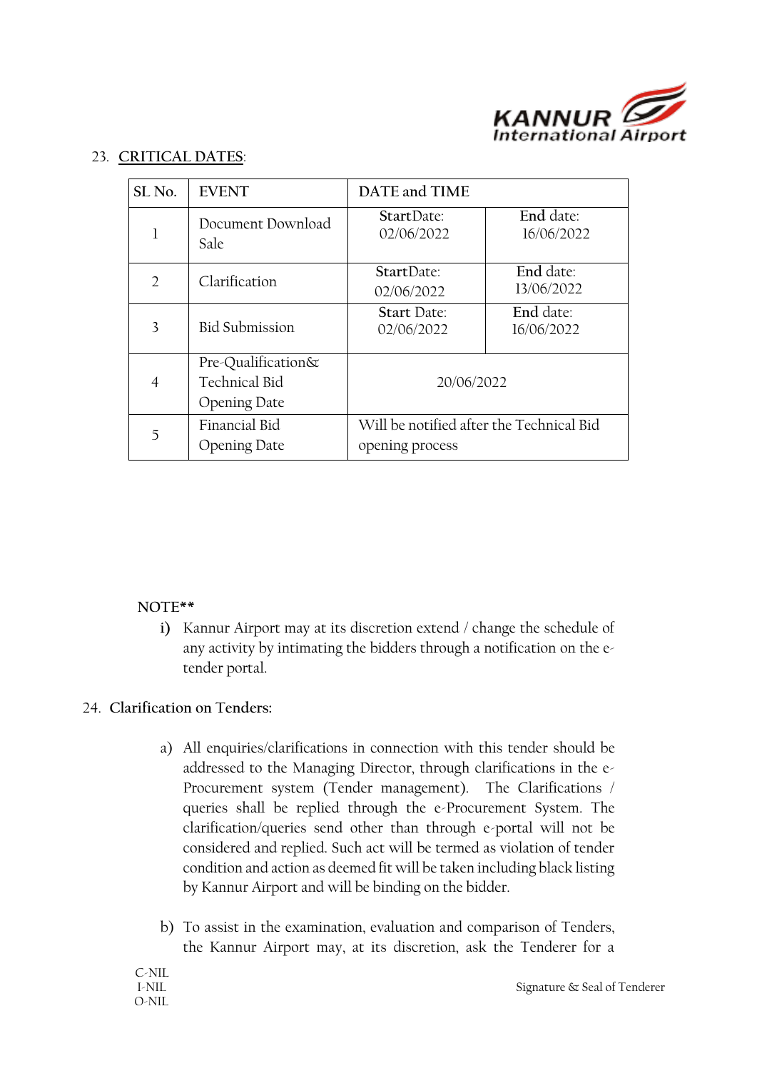23. **CRITICAL DATES**:

| SL No. | EVENT | DATE and TIME | |
|---|---|---|---|
| 1 | Document Download Sale | **Start**Date: 02/06/2022 | **End** date: 16/06/2022 |
| 2 | Clarification | **Start**Date: 02/06/2022 | **End** date: 13/06/2022 |
| 3 | Bid Submission | **Start** Date: 02/06/2022 | **End** date: 16/06/2022 |
| 4 | Pre-Qualification& Technical Bid Opening Date | 20/06/2022 | |
| 5 | Financial Bid Opening Date | Will be notified after the Technical Bid opening process | |

NOTE**

i) Kannur Airport may at its discretion extend / change the schedule of any activity by intimating the bidders through a notification on the e-tender portal.

24. **Clarification on Tenders:**

a) All enquiries/clarifications in connection with this tender should be addressed to the Managing Director, through clarifications in the e-Procurement system (Tender management). The Clarifications / queries shall be replied through the e-Procurement System. The clarification/queries send other than through e-portal will not be considered and replied. Such act will be termed as violation of tender condition and action as deemed fit will be taken including black listing by Kannur Airport and will be binding on the bidder.

b) To assist in the examination, evaluation and comparison of Tenders, the Kannur Airport may, at its discretion, ask the Tenderer for a

C-NIL
I-NIL
O-NIL

Signature & Seal of Tenderer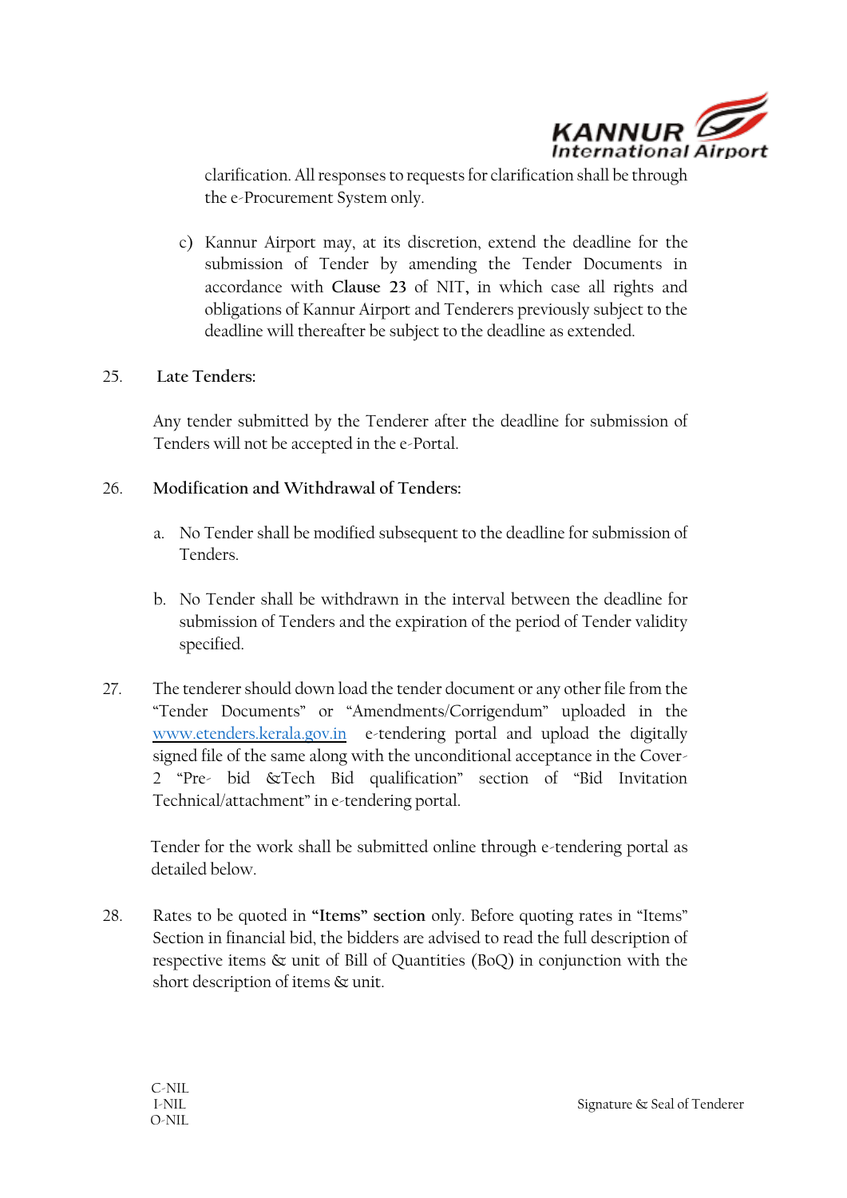clarification. All responses to requests for clarification shall be through the e-Procurement System only.

c) Kannur Airport may, at its discretion, extend the deadline for the submission of Tender by amending the Tender Documents in accordance with **Clause 23** of NIT**,** in which case all rights and obligations of Kannur Airport and Tenderers previously subject to the deadline will thereafter be subject to the deadline as extended.

25. **Late Tenders:**

Any tender submitted by the Tenderer after the deadline for submission of Tenders will not be accepted in the e-Portal.

26. **Modification and Withdrawal of Tenders:**

a. No Tender shall be modified subsequent to the deadline for submission of Tenders.

b. No Tender shall be withdrawn in the interval between the deadline for submission of Tenders and the expiration of the period of Tender validity specified.

27. The tenderer should down load the tender document or any other file from the "Tender Documents" or "Amendments/Corrigendum" uploaded in the www.etenders.kerala.gov.in e-tendering portal and upload the digitally signed file of the same along with the unconditional acceptance in the Cover-2 "Pre- bid &Tech Bid qualification" section of "Bid Invitation Technical/attachment" in e-tendering portal.

Tender for the work shall be submitted online through e-tendering portal as detailed below.

28. Rates to be quoted in **"Items" section** only. Before quoting rates in "Items" Section in financial bid, the bidders are advised to read the full description of respective items & unit of Bill of Quantities (BoQ) in conjunction with the short description of items & unit.

C-NIL
I-NIL
O-NIL

Signature & Seal of Tenderer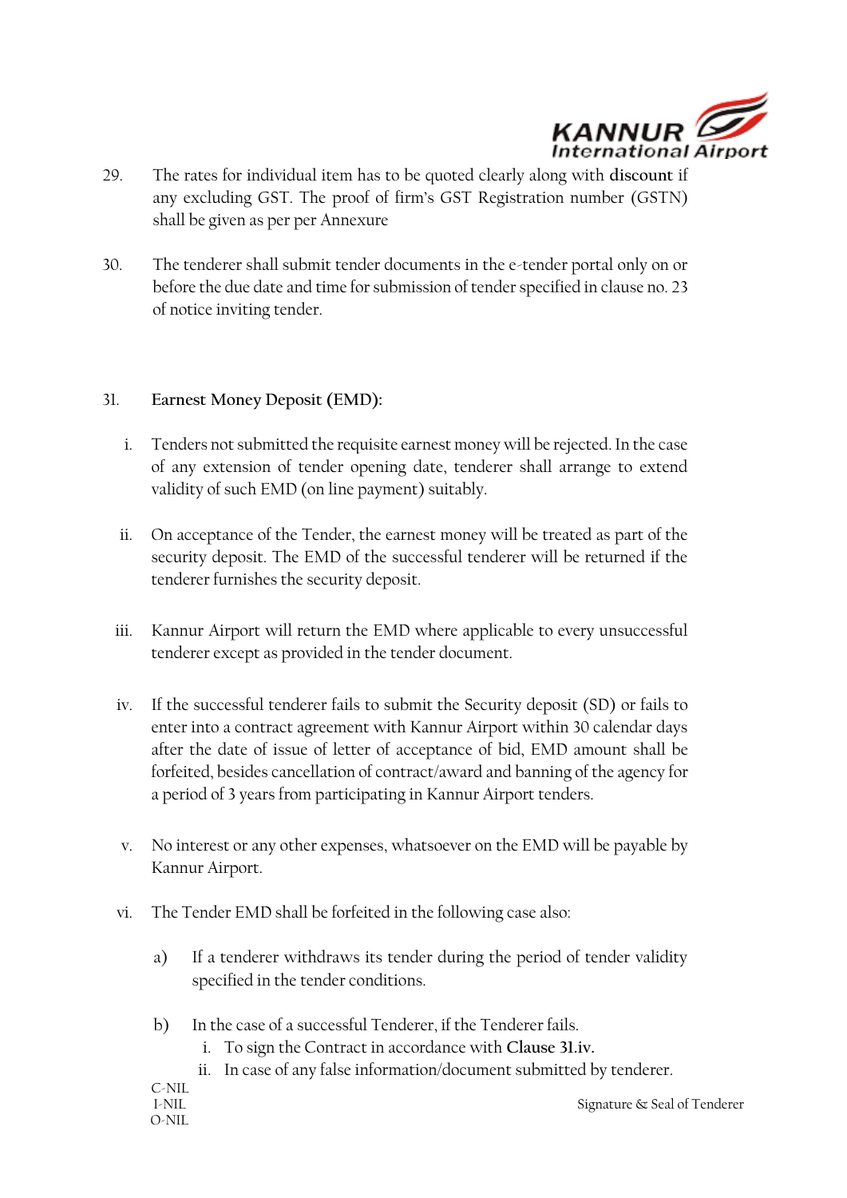29. The rates for individual item has to be quoted clearly along with **discount** if any excluding GST. The proof of firm's GST Registration number (GSTN) shall be given as per per Annexure

30. The tenderer shall submit tender documents in the e-tender portal only on or before the due date and time for submission of tender specified in clause no. 23 of notice inviting tender.

31. **Earnest Money Deposit (EMD):**

   i. Tenders not submitted the requisite earnest money will be rejected. In the case of any extension of tender opening date, tenderer shall arrange to extend validity of such EMD (on line payment) suitably.

   ii. On acceptance of the Tender, the earnest money will be treated as part of the security deposit. The EMD of the successful tenderer will be returned if the tenderer furnishes the security deposit.

   iii. Kannur Airport will return the EMD where applicable to every unsuccessful tenderer except as provided in the tender document.

   iv. If the successful tenderer fails to submit the Security deposit (SD) or fails to enter into a contract agreement with Kannur Airport within 30 calendar days after the date of issue of letter of acceptance of bid, EMD amount shall be forfeited, besides cancellation of contract/award and banning of the agency for a period of 3 years from participating in Kannur Airport tenders.

   v. No interest or any other expenses, whatsoever on the EMD will be payable by Kannur Airport.

   vi. The Tender EMD shall be forfeited in the following case also:

      a) If a tenderer withdraws its tender during the period of tender validity specified in the tender conditions.

      b) In the case of a successful Tenderer, if the Tenderer fails.
         i. To sign the Contract in accordance with **Clause 31.iv.**
         ii. In case of any false information/document submitted by tenderer.

C-NIL
I-NIL
O-NIL

Signature & Seal of Tenderer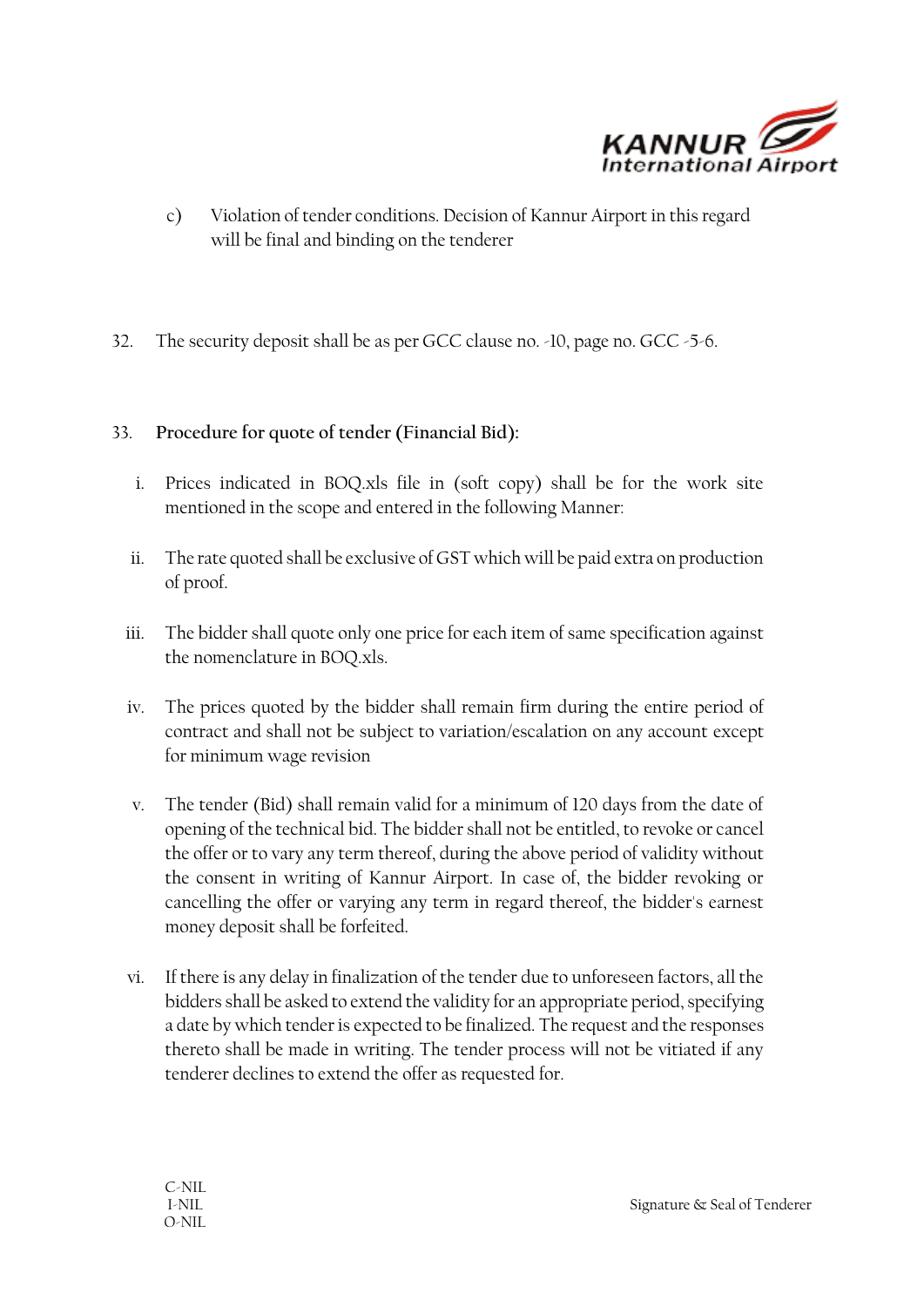c) Violation of tender conditions. Decision of Kannur Airport in this regard will be final and binding on the tenderer

32. The security deposit shall be as per GCC clause no. -10, page no. GCC -5-6.

33. **Procedure for quote of tender (Financial Bid):**

   i. Prices indicated in BOQ.xls file in (soft copy) shall be for the work site mentioned in the scope and entered in the following Manner:

   ii. The rate quoted shall be exclusive of GST which will be paid extra on production of proof.

   iii. The bidder shall quote only one price for each item of same specification against the nomenclature in BOQ.xls.

   iv. The prices quoted by the bidder shall remain firm during the entire period of contract and shall not be subject to variation/escalation on any account except for minimum wage revision

   v. The tender (Bid) shall remain valid for a minimum of 120 days from the date of opening of the technical bid. The bidder shall not be entitled, to revoke or cancel the offer or to vary any term thereof, during the above period of validity without the consent in writing of Kannur Airport. In case of, the bidder revoking or cancelling the offer or varying any term in regard thereof, the bidder's earnest money deposit shall be forfeited.

   vi. If there is any delay in finalization of the tender due to unforeseen factors, all the bidders shall be asked to extend the validity for an appropriate period, specifying a date by which tender is expected to be finalized. The request and the responses thereto shall be made in writing. The tender process will not be vitiated if any tenderer declines to extend the offer as requested for.

C-NIL
I-NIL
O-NIL

Signature & Seal of Tenderer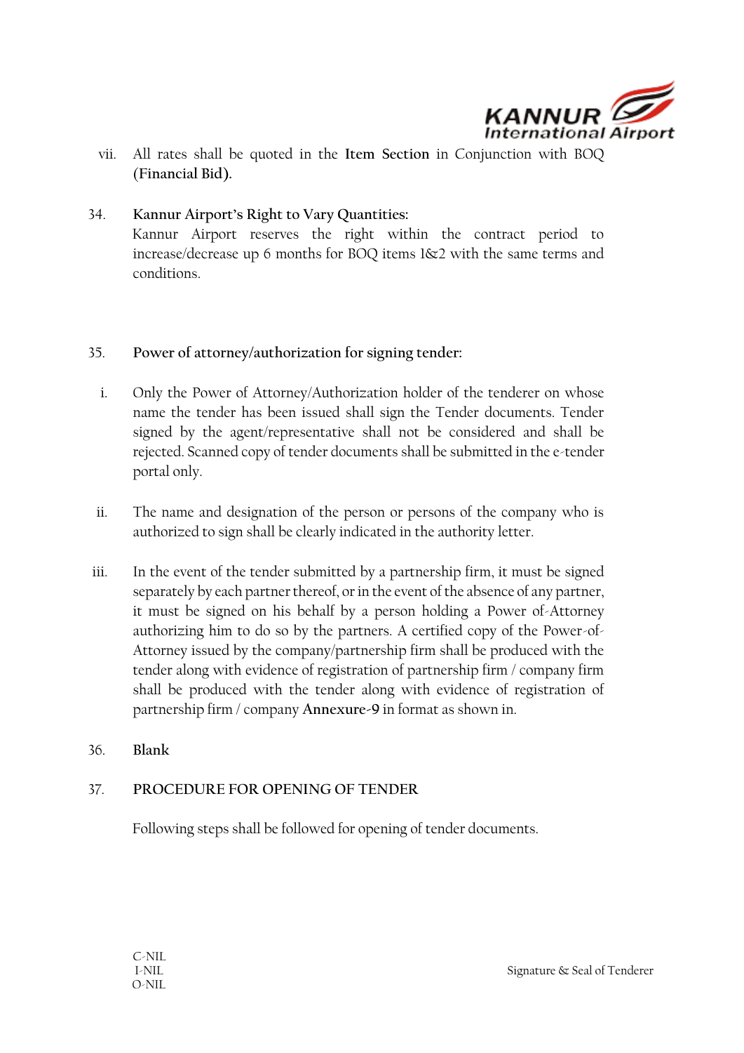vii. All rates shall be quoted in the **Item Section** in Conjunction with BOQ **(Financial Bid).**

34. **Kannur Airport's Right to Vary Quantities:**
Kannur Airport reserves the right within the contract period to increase/decrease up 6 months for BOQ items 1&2 with the same terms and conditions.

35. **Power of attorney/authorization for signing tender:**

i. Only the Power of Attorney/Authorization holder of the tenderer on whose name the tender has been issued shall sign the Tender documents. Tender signed by the agent/representative shall not be considered and shall be rejected. Scanned copy of tender documents shall be submitted in the e-tender portal only.

ii. The name and designation of the person or persons of the company who is authorized to sign shall be clearly indicated in the authority letter.

iii. In the event of the tender submitted by a partnership firm, it must be signed separately by each partner thereof, or in the event of the absence of any partner, it must be signed on his behalf by a person holding a Power of-Attorney authorizing him to do so by the partners. A certified copy of the Power-of-Attorney issued by the company/partnership firm shall be produced with the tender along with evidence of registration of partnership firm / company firm shall be produced with the tender along with evidence of registration of partnership firm / company **Annexure-9** in format as shown in.

36. **Blank**

37. **PROCEDURE FOR OPENING OF TENDER**

Following steps shall be followed for opening of tender documents.

C-NIL
I-NIL
O-NIL

Signature & Seal of Tenderer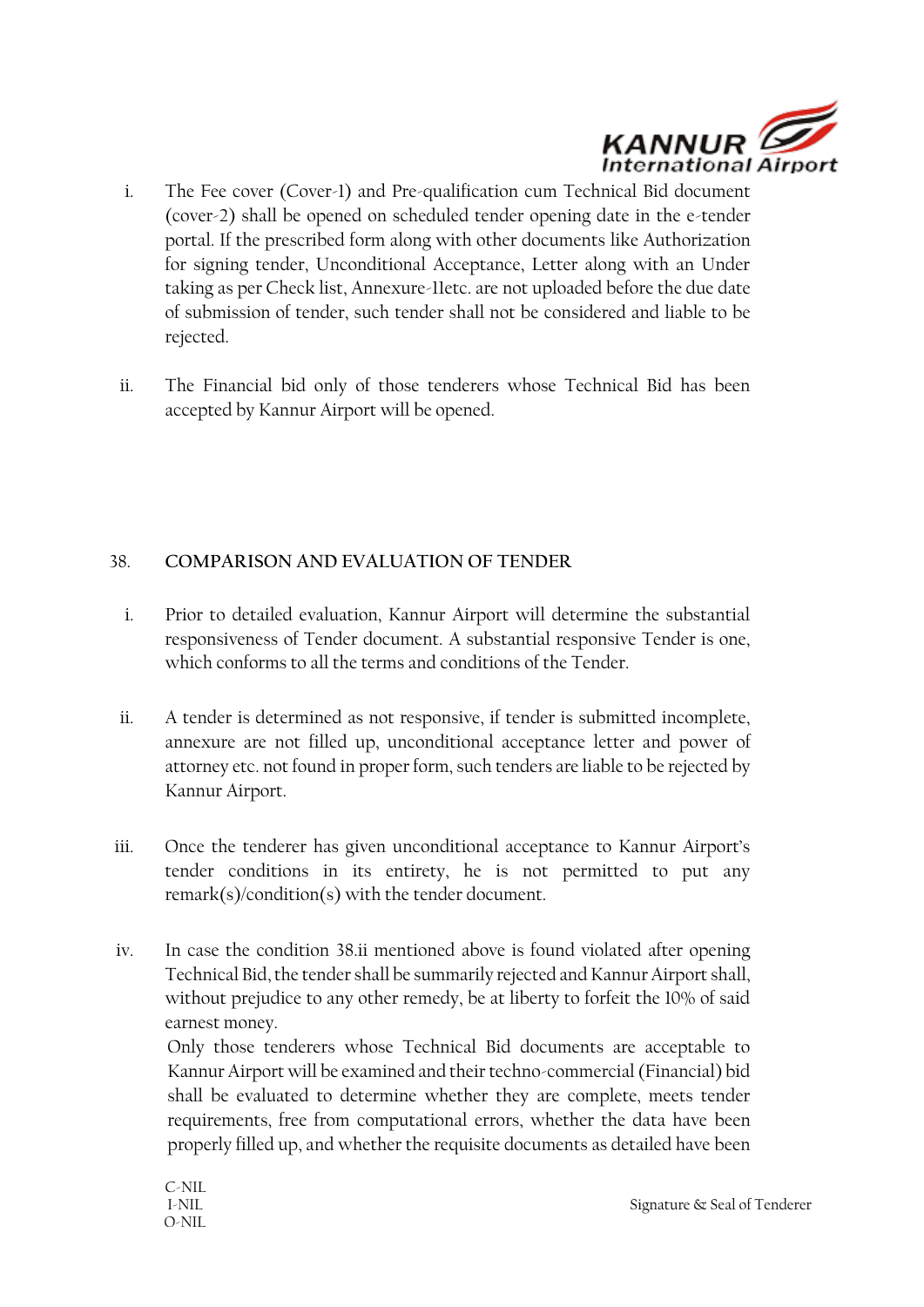i. The Fee cover (Cover-1) and Pre-qualification cum Technical Bid document (cover-2) shall be opened on scheduled tender opening date in the e-tender portal. If the prescribed form along with other documents like Authorization for signing tender, Unconditional Acceptance, Letter along with an Under taking as per Check list, Annexure-1Ietc. are not uploaded before the due date of submission of tender, such tender shall not be considered and liable to be rejected.

ii. The Financial bid only of those tenderers whose Technical Bid has been accepted by Kannur Airport will be opened.

## 38. COMPARISON AND EVALUATION OF TENDER

i. Prior to detailed evaluation, Kannur Airport will determine the substantial responsiveness of Tender document. A substantial responsive Tender is one, which conforms to all the terms and conditions of the Tender.

ii. A tender is determined as not responsive, if tender is submitted incomplete, annexure are not filled up, unconditional acceptance letter and power of attorney etc. not found in proper form, such tenders are liable to be rejected by Kannur Airport.

iii. Once the tenderer has given unconditional acceptance to Kannur Airport's tender conditions in its entirety, he is not permitted to put any remark(s)/condition(s) with the tender document.

iv. In case the condition 38.ii mentioned above is found violated after opening Technical Bid, the tender shall be summarily rejected and Kannur Airport shall, without prejudice to any other remedy, be at liberty to forfeit the 10% of said earnest money.
Only those tenderers whose Technical Bid documents are acceptable to Kannur Airport will be examined and their techno-commercial (Financial) bid shall be evaluated to determine whether they are complete, meets tender requirements, free from computational errors, whether the data have been properly filled up, and whether the requisite documents as detailed have been

C-NIL
I-NIL
O-NIL

Signature & Seal of Tenderer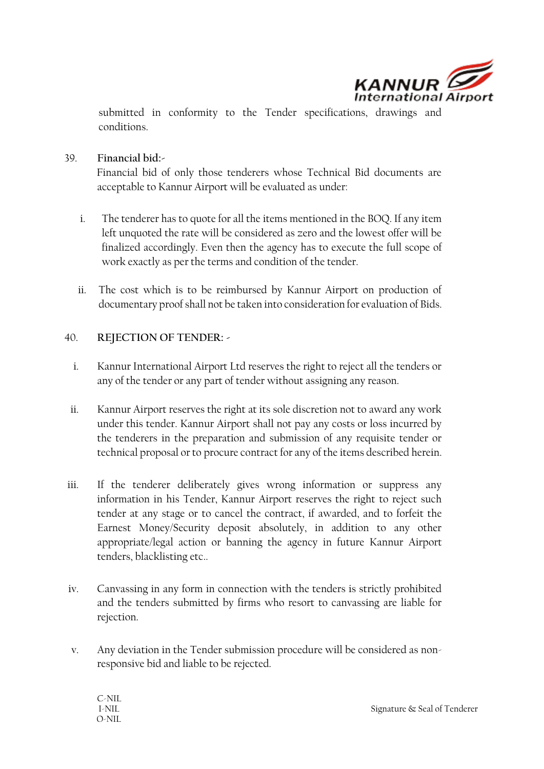submitted in conformity to the Tender specifications, drawings and conditions.

39. **Financial bid:-**

Financial bid of only those tenderers whose Technical Bid documents are acceptable to Kannur Airport will be evaluated as under:

i. The tenderer has to quote for all the items mentioned in the BOQ. If any item left unquoted the rate will be considered as zero and the lowest offer will be finalized accordingly. Even then the agency has to execute the full scope of work exactly as per the terms and condition of the tender.

ii. The cost which is to be reimbursed by Kannur Airport on production of documentary proof shall not be taken into consideration for evaluation of Bids.

40. **REJECTION OF TENDER: -**

i. Kannur International Airport Ltd reserves the right to reject all the tenders or any of the tender or any part of tender without assigning any reason.

ii. Kannur Airport reserves the right at its sole discretion not to award any work under this tender. Kannur Airport shall not pay any costs or loss incurred by the tenderers in the preparation and submission of any requisite tender or technical proposal or to procure contract for any of the items described herein.

iii. If the tenderer deliberately gives wrong information or suppress any information in his Tender, Kannur Airport reserves the right to reject such tender at any stage or to cancel the contract, if awarded, and to forfeit the Earnest Money/Security deposit absolutely, in addition to any other appropriate/legal action or banning the agency in future Kannur Airport tenders, blacklisting etc..

iv. Canvassing in any form in connection with the tenders is strictly prohibited and the tenders submitted by firms who resort to canvassing are liable for rejection.

v. Any deviation in the Tender submission procedure will be considered as non-responsive bid and liable to be rejected.

C-NIL
I-NIL
O-NIL

Signature & Seal of Tenderer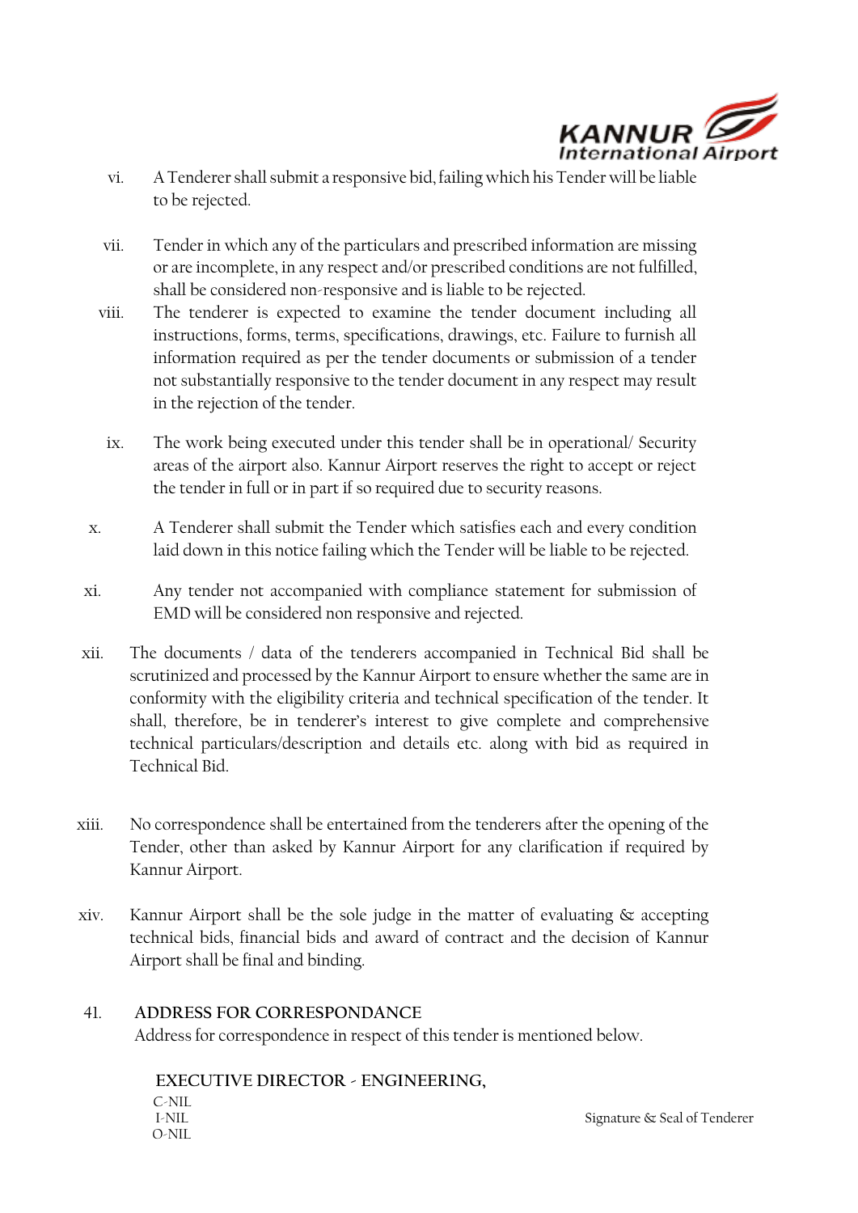vi. A Tenderer shall submit a responsive bid, failing which his Tender will be liable to be rejected.

vii. Tender in which any of the particulars and prescribed information are missing or are incomplete, in any respect and/or prescribed conditions are not fulfilled, shall be considered non-responsive and is liable to be rejected.

viii. The tenderer is expected to examine the tender document including all instructions, forms, terms, specifications, drawings, etc. Failure to furnish all information required as per the tender documents or submission of a tender not substantially responsive to the tender document in any respect may result in the rejection of the tender.

ix. The work being executed under this tender shall be in operational/ Security areas of the airport also. Kannur Airport reserves the right to accept or reject the tender in full or in part if so required due to security reasons.

x. A Tenderer shall submit the Tender which satisfies each and every condition laid down in this notice failing which the Tender will be liable to be rejected.

xi. Any tender not accompanied with compliance statement for submission of EMD will be considered non responsive and rejected.

xii. The documents / data of the tenderers accompanied in Technical Bid shall be scrutinized and processed by the Kannur Airport to ensure whether the same are in conformity with the eligibility criteria and technical specification of the tender. It shall, therefore, be in tenderer's interest to give complete and comprehensive technical particulars/description and details etc. along with bid as required in Technical Bid.

xiii. No correspondence shall be entertained from the tenderers after the opening of the Tender, other than asked by Kannur Airport for any clarification if required by Kannur Airport.

xiv. Kannur Airport shall be the sole judge in the matter of evaluating & accepting technical bids, financial bids and award of contract and the decision of Kannur Airport shall be final and binding.

41. ADDRESS FOR CORRESPONDANCE

Address for correspondence in respect of this tender is mentioned below.

EXECUTIVE DIRECTOR - ENGINEERING,

C-NIL
I-NIL
O-NIL

Signature & Seal of Tenderer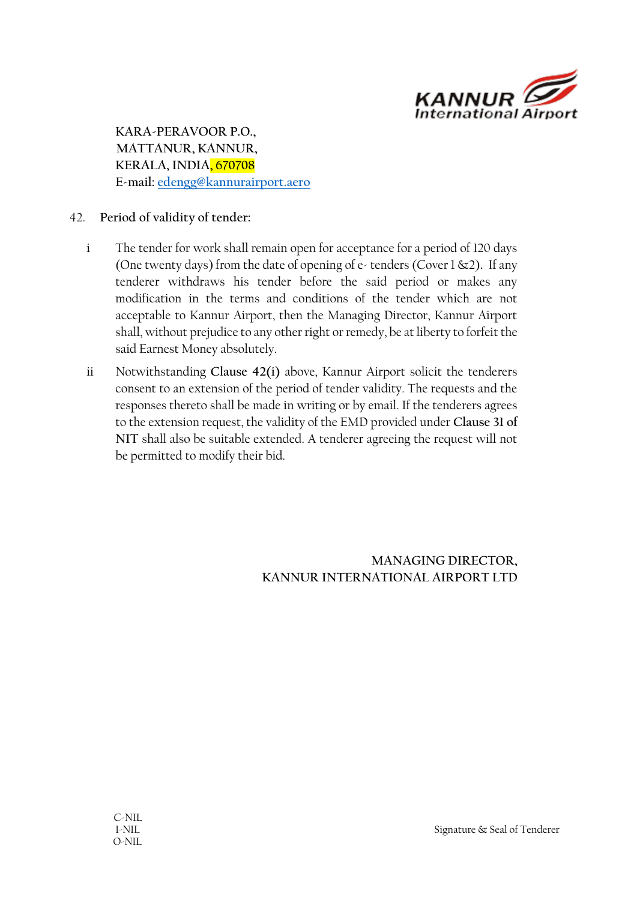KARA-PERAVOOR P.O.,
MATTANUR, KANNUR,
KERALA, INDIA, 670708
E-mail: edengg@kannurairport.aero

42. **Period of validity of tender:**

i The tender for work shall remain open for acceptance for a period of 120 days (One twenty days) from the date of opening of e- tenders (Cover 1 &2). If any tenderer withdraws his tender before the said period or makes any modification in the terms and conditions of the tender which are not acceptable to Kannur Airport, then the Managing Director, Kannur Airport shall, without prejudice to any other right or remedy, be at liberty to forfeit the said Earnest Money absolutely.

ii Notwithstanding **Clause 42(i)** above, Kannur Airport solicit the tenderers consent to an extension of the period of tender validity. The requests and the responses thereto shall be made in writing or by email. If the tenderers agrees to the extension request, the validity of the EMD provided under **Clause 31 of NIT** shall also be suitable extended. A tenderer agreeing the request will not be permitted to modify their bid.

MANAGING DIRECTOR,
KANNUR INTERNATIONAL AIRPORT LTD

C-NIL
I-NIL
O-NIL

Signature & Seal of Tenderer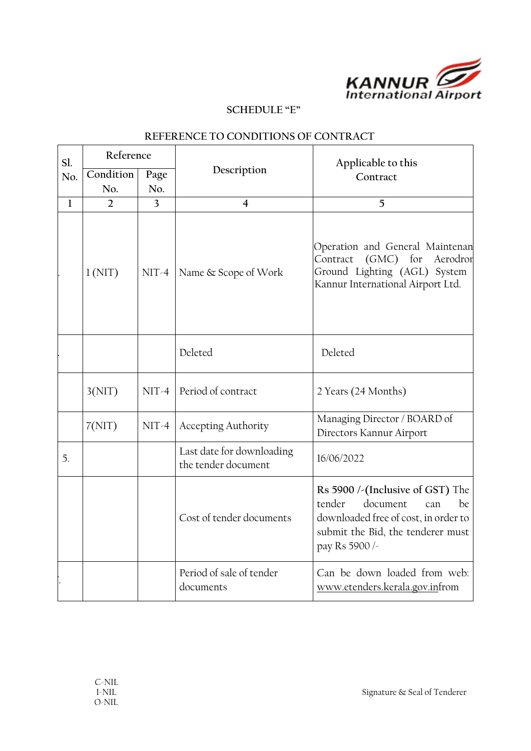SCHEDULE "E"

REFERENCE TO CONDITIONS OF CONTRACT

| Sl. No. | Reference | | Description | Applicable to this Contract |
|---|---|---|---|---|
| | Condition No. | Page No. | | |
| 1 | 2 | 3 | 4 | 5 |
| . | 1 (NIT) | NIT-4 | Name & Scope of Work | Operation and General Maintenan Contract (GMC) for Aerodror Ground Lighting (AGL) System Kannur International Airport Ltd. |
| . | | | Deleted | Deleted |
| | 3(NIT) | NIT-4 | Period of contract | 2 Years (24 Months) |
| | 7(NIT) | NIT-4 | Accepting Authority | Managing Director / BOARD of Directors Kannur Airport |
| 5. | | | Last date for downloading the tender document | 16/06/2022 |
| | | | Cost of tender documents | **Rs 5900 /-(Inclusive of GST)** The tender document can be downloaded free of cost, in order to submit the Bid, the tenderer must pay Rs 5900 /- |
| . | | | Period of sale of tender documents | Can be down loaded from web: www.etenders.kerala.gov.infrom |

C-NIL
I-NIL
O-NIL

Signature & Seal of Tenderer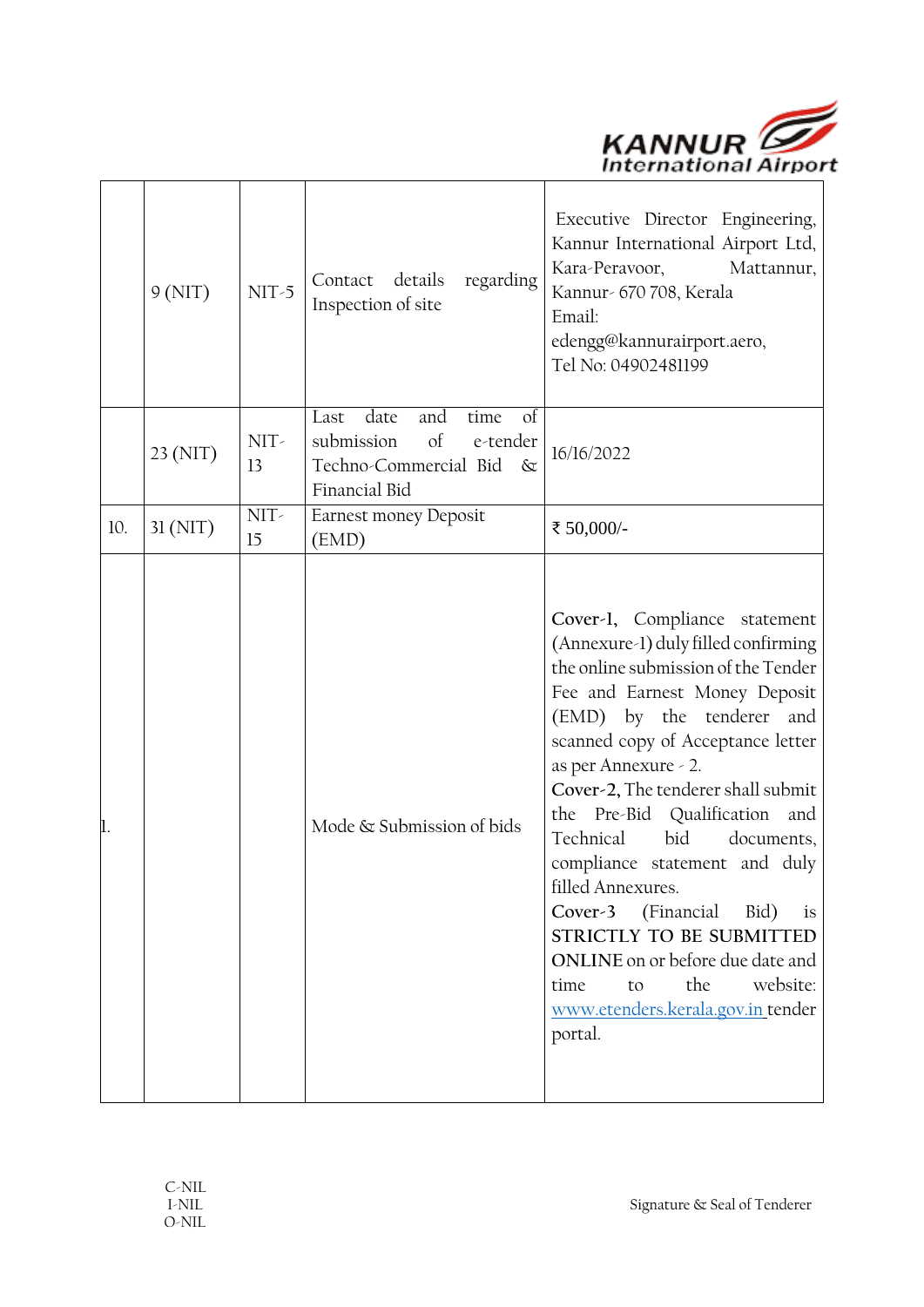|  |  |  |  |  |
|---|---|---|---|---|
|  | 9 (NIT) | NIT-5 | Contact details regarding Inspection of site | Executive Director Engineering, Kannur International Airport Ltd, Kara-Peravoor, Mattannur, Kannur- 670 708, Kerala Email: edengg@kannurairport.aero, Tel No: 04902481199 |
|  | 23 (NIT) | NIT-13 | Last date and time of submission of e-tender Techno-Commercial Bid & Financial Bid | 16/16/2022 |
| 10. | 31 (NIT) | NIT-15 | Earnest money Deposit (EMD) | ₹ 50,000/- |
| 1. |  |  | Mode & Submission of bids | **Cover-1,** Compliance statement (Annexure-1) duly filled confirming the online submission of the Tender Fee and Earnest Money Deposit (EMD) by the tenderer and scanned copy of Acceptance letter as per Annexure - 2. **Cover-2,** The tenderer shall submit the Pre-Bid Qualification and Technical bid documents, compliance statement and duly filled Annexures. **Cover-3** (Financial Bid) is **STRICTLY TO BE SUBMITTED ONLINE** on or before due date and time to the website: www.etenders.kerala.gov.in tender portal. |

C-NIL
I-NIL
O-NIL

Signature & Seal of Tenderer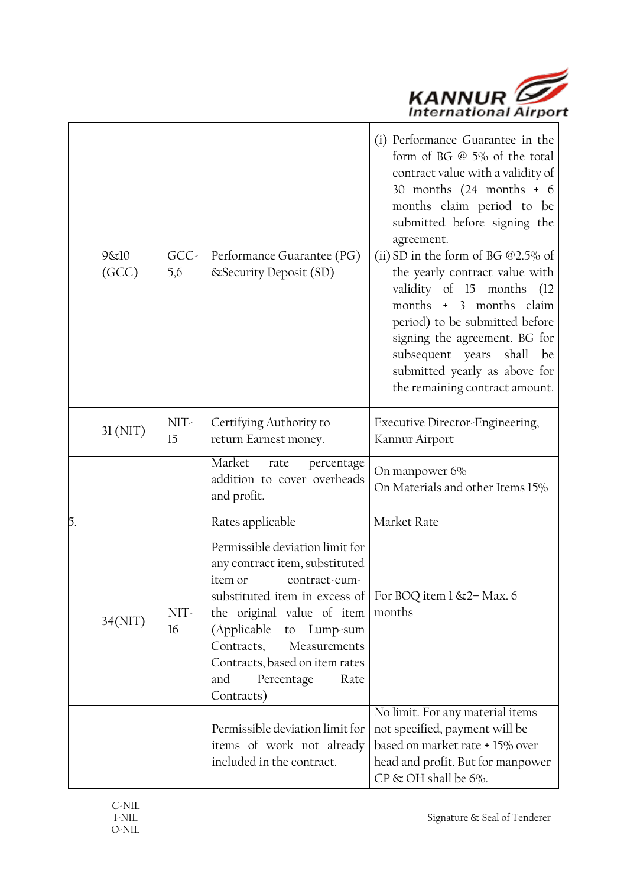| | | | | |
|---|---|---|---|---|
| | 9&10 (GCC) | GCC-5,6 | Performance Guarantee (PG) &Security Deposit (SD) | (i) Performance Guarantee in the form of BG @ 5% of the total contract value with a validity of 30 months (24 months + 6 months claim period to be submitted before signing the agreement.<br>(ii) SD in the form of BG @2.5% of the yearly contract value with validity of 15 months (12 months + 3 months claim period) to be submitted before signing the agreement. BG for subsequent years shall be submitted yearly as above for the remaining contract amount. |
| | 31 (NIT) | NIT-15 | Certifying Authority to return Earnest money. | Executive Director-Engineering, Kannur Airport |
| | | | Market rate percentage addition to cover overheads and profit. | On manpower 6%<br>On Materials and other Items 15% |
| 5. | | | Rates applicable | Market Rate |
| | 34(NIT) | NIT-16 | Permissible deviation limit for any contract item, substituted item or contract-cum-substituted item in excess of the original value of item (Applicable to Lump-sum Contracts, Measurements Contracts, based on item rates and Percentage Rate Contracts) | For BOQ item 1 &2– Max. 6 months |
| | | | Permissible deviation limit for items of work not already included in the contract. | No limit. For any material items not specified, payment will be based on market rate + 15% over head and profit. But for manpower CP & OH shall be 6%. |

C-NIL
I-NIL
O-NIL

Signature & Seal of Tenderer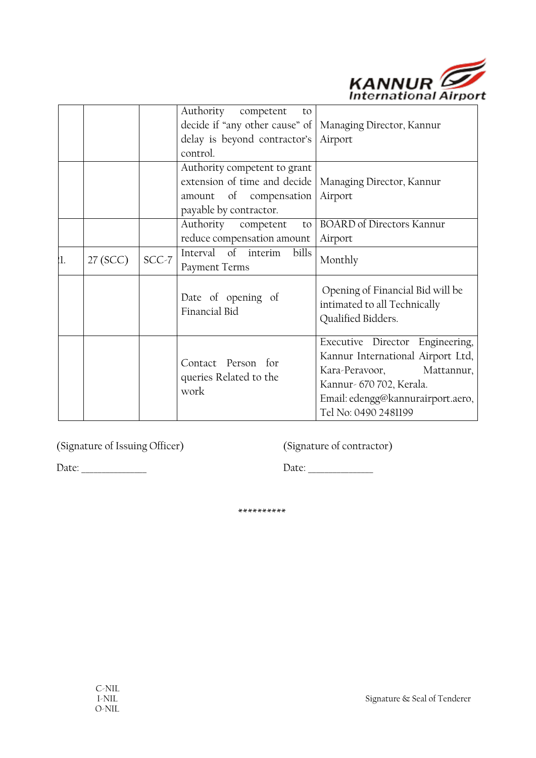| | | | | |
|---|---|---|---|---|
| | | | Authority competent to decide if "any other cause" of delay is beyond contractor's control. | Managing Director, Kannur Airport |
| | | | Authority competent to grant extension of time and decide amount of compensation payable by contractor. | Managing Director, Kannur Airport |
| | | | Authority competent to reduce compensation amount | BOARD of Directors Kannur Airport |
| 21. | 27 (SCC) | SCC-7 | Interval of interim bills Payment Terms | Monthly |
| | | | Date of opening of Financial Bid | Opening of Financial Bid will be intimated to all Technically Qualified Bidders. |
| | | | Contact Person for queries Related to the work | Executive Director Engineering, Kannur International Airport Ltd, Kara-Peravoor, Mattannur, Kannur- 670 702, Kerala. Email: edengg@kannurairport.aero, Tel No: 0490 2481199 |

(Signature of Issuing Officer)

Date: _____________

(Signature of contractor)

Date: _____________

**********

C-NIL
I-NIL
O-NIL

Signature & Seal of Tenderer